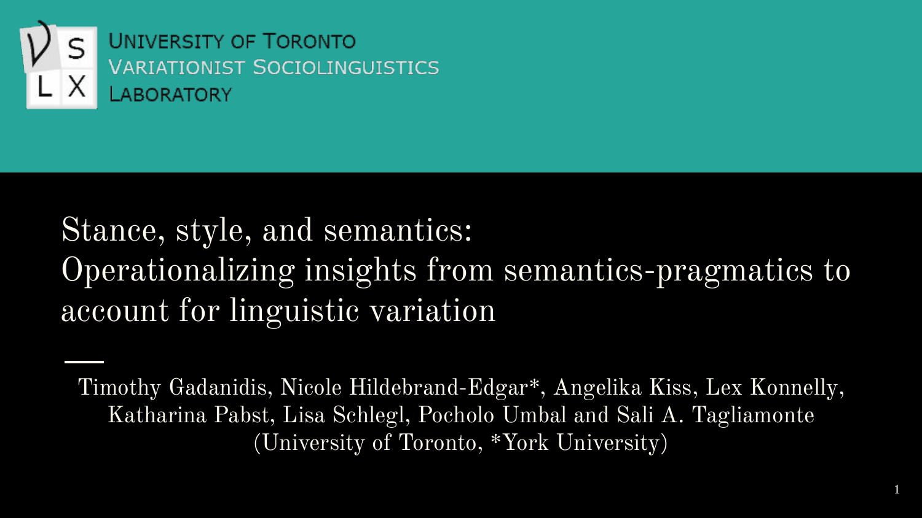University of Toronto
Variationist Sociolinguistics
Laboratory

# Stance, style, and semantics: Operationalizing insights from semantics-pragmatics to account for linguistic variation

Timothy Gadanidis, Nicole Hildebrand-Edgar*, Angelika Kiss, Lex Konnelly, Katharina Pabst, Lisa Schlegl, Pocholo Umbal and Sali A. Tagliamonte
(University of Toronto, *York University)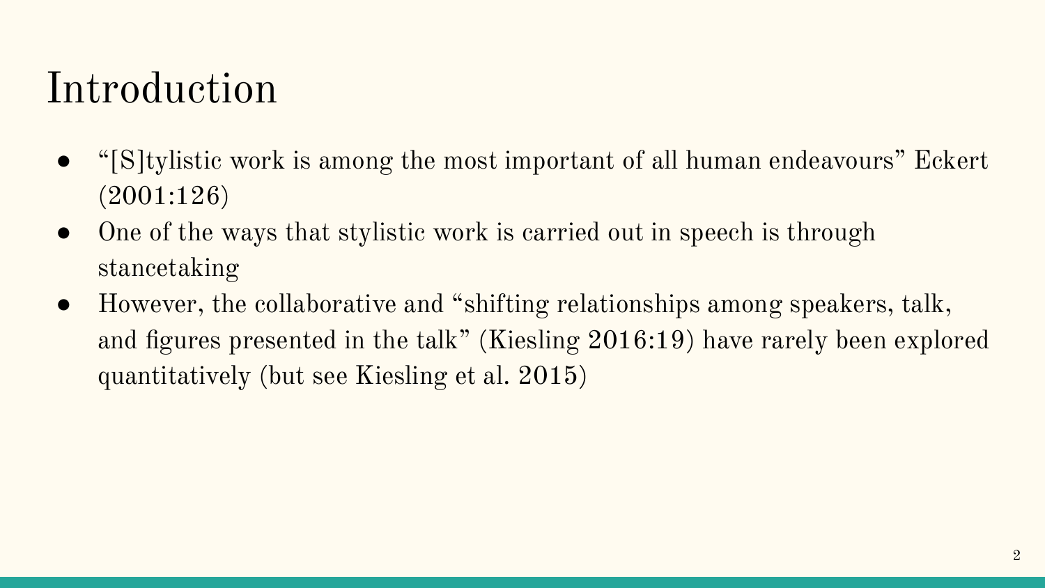# Introduction

- "[S]tylistic work is among the most important of all human endeavours" Eckert (2001:126)
- One of the ways that stylistic work is carried out in speech is through stancetaking
- However, the collaborative and "shifting relationships among speakers, talk, and figures presented in the talk" (Kiesling 2016:19) have rarely been explored quantitatively (but see Kiesling et al. 2015)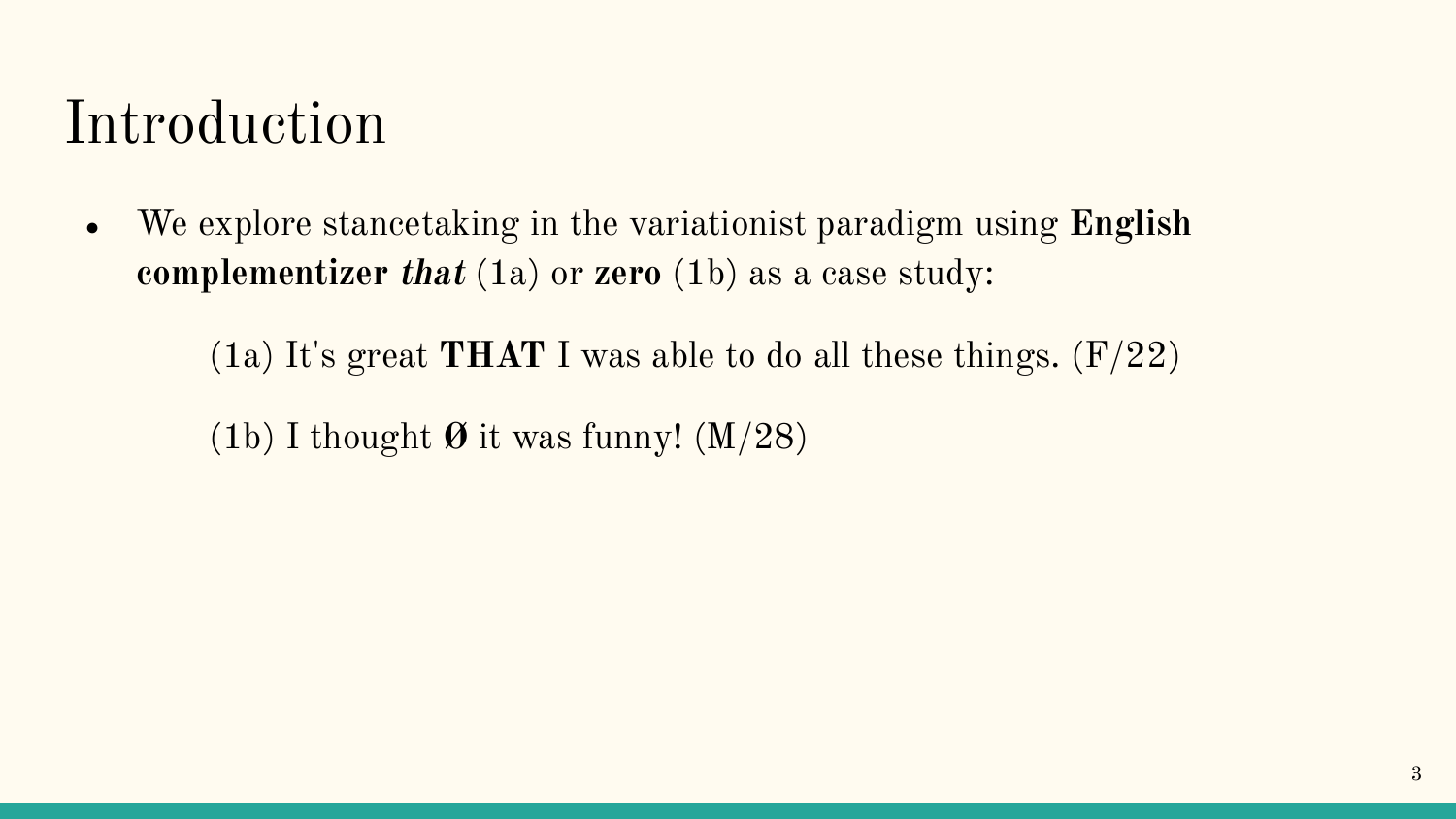# Introduction

- We explore stancetaking in the variationist paradigm using **English complementizer *that*** (1a) or **zero** (1b) as a case study:

  (1a) It's great **THAT** I was able to do all these things. (F/22)

  (1b) I thought **Ø** it was funny! (M/28)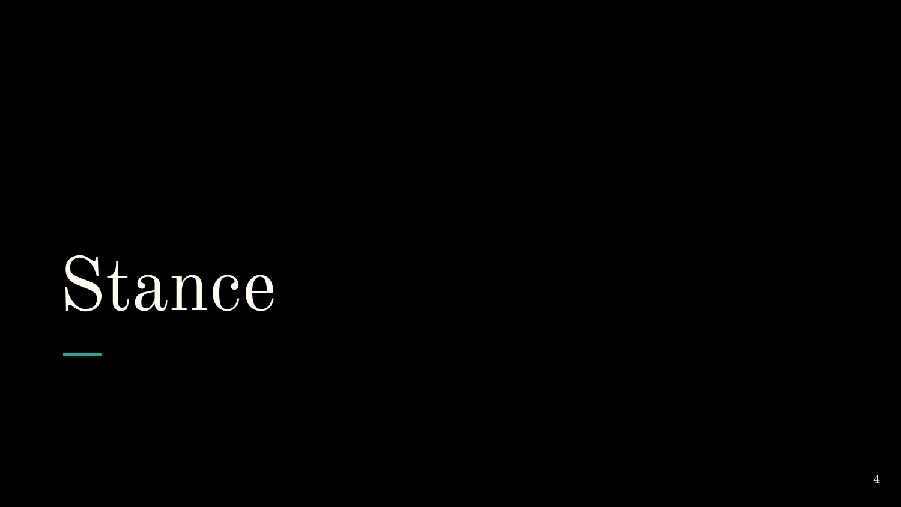# Stance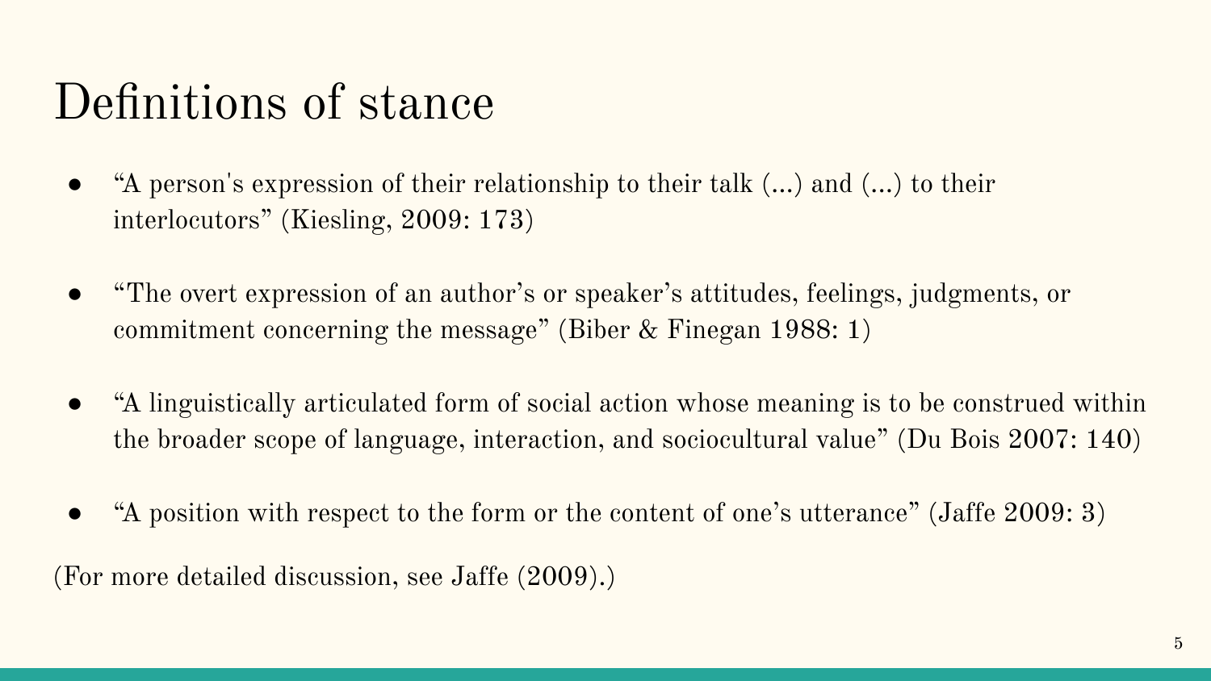# Definitions of stance

- "A person's expression of their relationship to their talk (...) and (...) to their interlocutors" (Kiesling, 2009: 173)
- "The overt expression of an author's or speaker's attitudes, feelings, judgments, or commitment concerning the message" (Biber & Finegan 1988: 1)
- "A linguistically articulated form of social action whose meaning is to be construed within the broader scope of language, interaction, and sociocultural value" (Du Bois 2007: 140)
- "A position with respect to the form or the content of one's utterance" (Jaffe 2009: 3)

(For more detailed discussion, see Jaffe (2009).)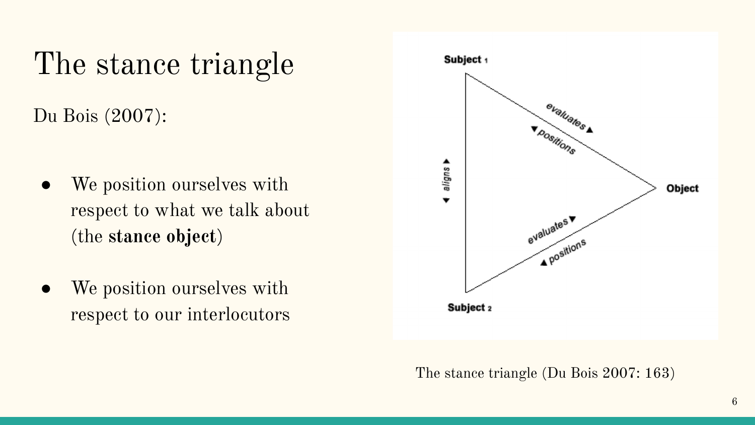# The stance triangle

Du Bois (2007):

- We position ourselves with respect to what we talk about (the **stance object**)
- We position ourselves with respect to our interlocutors

Subject 1

evaluates ▲

◀ positions

◀ aligns ▼

Object

evaluates ▼

▲ positions

Subject 2

The stance triangle (Du Bois 2007: 163)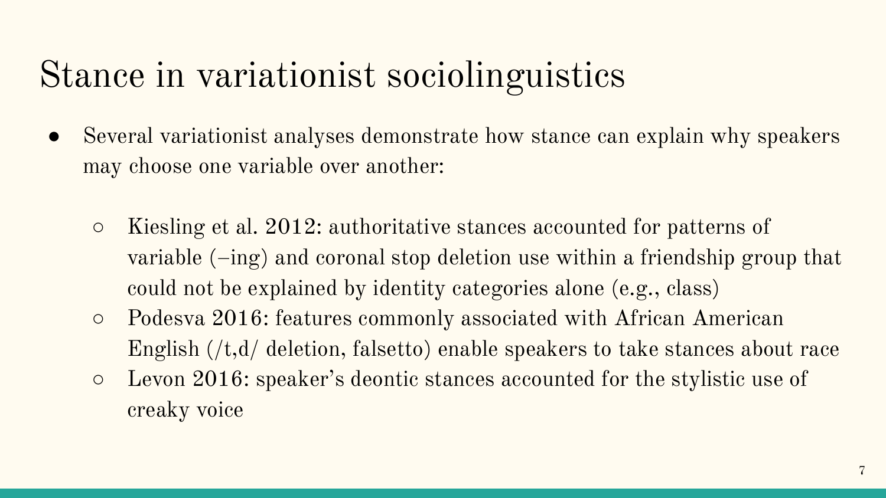# Stance in variationist sociolinguistics

- Several variationist analyses demonstrate how stance can explain why speakers may choose one variable over another:
  - Kiesling et al. 2012: authoritative stances accounted for patterns of variable (–ing) and coronal stop deletion use within a friendship group that could not be explained by identity categories alone (e.g., class)
  - Podesva 2016: features commonly associated with African American English (/t,d/ deletion, falsetto) enable speakers to take stances about race
  - Levon 2016: speaker's deontic stances accounted for the stylistic use of creaky voice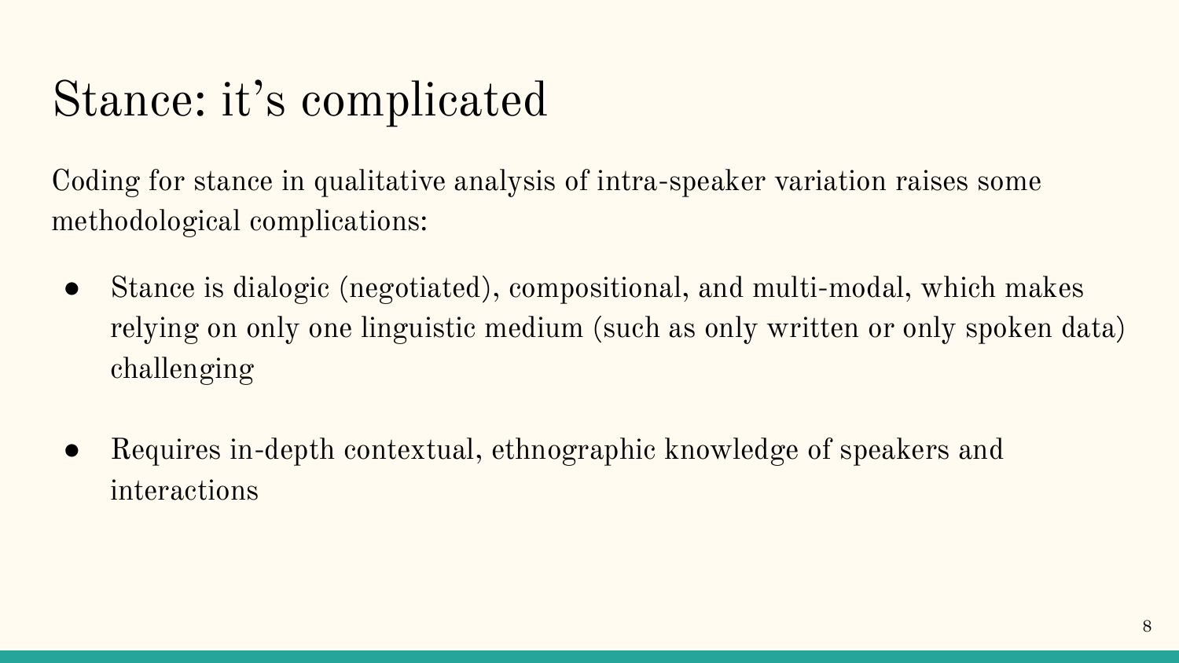# Stance: it's complicated

Coding for stance in qualitative analysis of intra-speaker variation raises some methodological complications:

- Stance is dialogic (negotiated), compositional, and multi-modal, which makes relying on only one linguistic medium (such as only written or only spoken data) challenging
- Requires in-depth contextual, ethnographic knowledge of speakers and interactions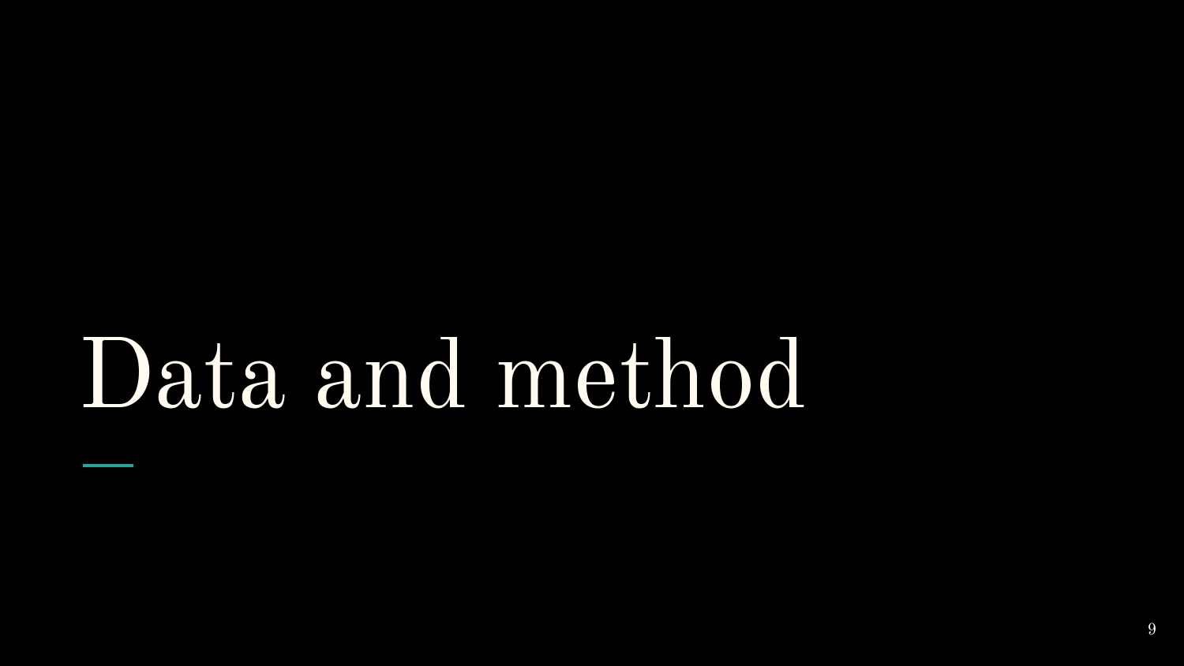# Data and method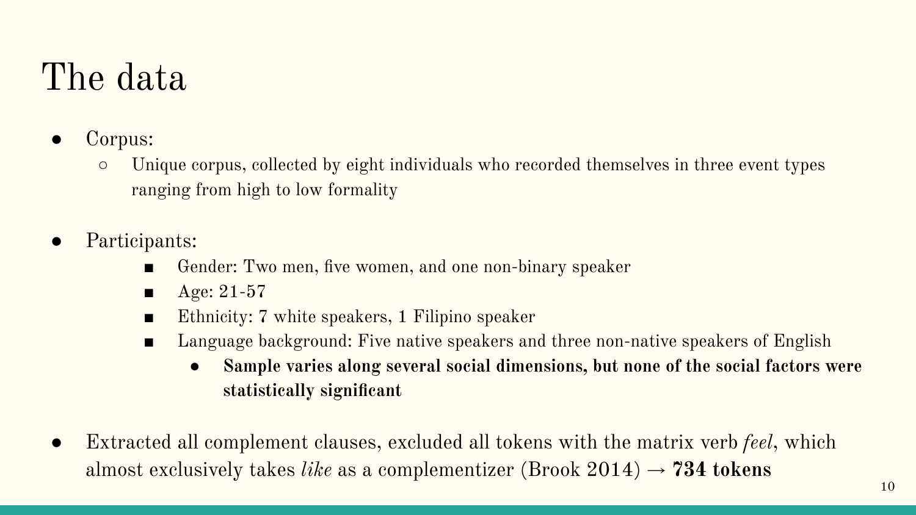# The data

- Corpus:
  - Unique corpus, collected by eight individuals who recorded themselves in three event types ranging from high to low formality

- Participants:
  - Gender: Two men, five women, and one non-binary speaker
  - Age: 21-57
  - Ethnicity: 7 white speakers, 1 Filipino speaker
  - Language background: Five native speakers and three non-native speakers of English
    - **Sample varies along several social dimensions, but none of the social factors were statistically significant**

- Extracted all complement clauses, excluded all tokens with the matrix verb *feel*, which almost exclusively takes *like* as a complementizer (Brook 2014) → **734 tokens**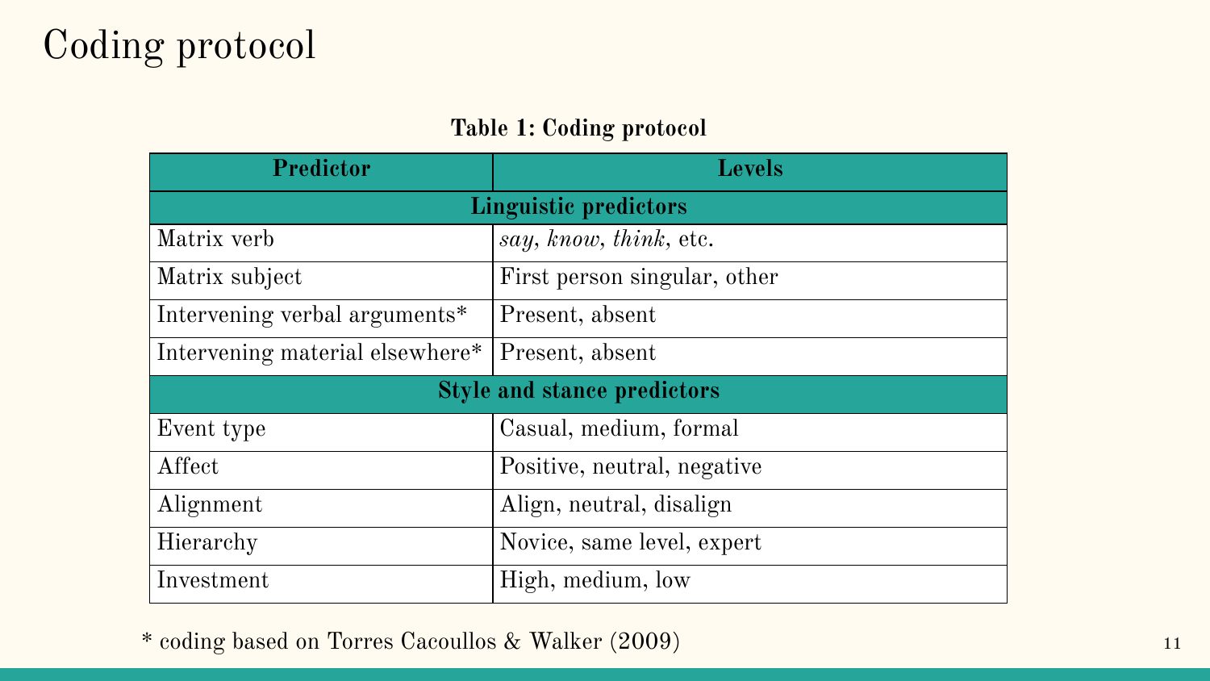# Coding protocol

**Table 1: Coding protocol**

| Predictor | Levels |
|---|---|
| **Linguistic predictors** | |
| Matrix verb | *say*, *know*, *think*, etc. |
| Matrix subject | First person singular, other |
| Intervening verbal arguments* | Present, absent |
| Intervening material elsewhere* | Present, absent |
| **Style and stance predictors** | |
| Event type | Casual, medium, formal |
| Affect | Positive, neutral, negative |
| Alignment | Align, neutral, disalign |
| Hierarchy | Novice, same level, expert |
| Investment | High, medium, low |

* coding based on Torres Cacoullos & Walker (2009)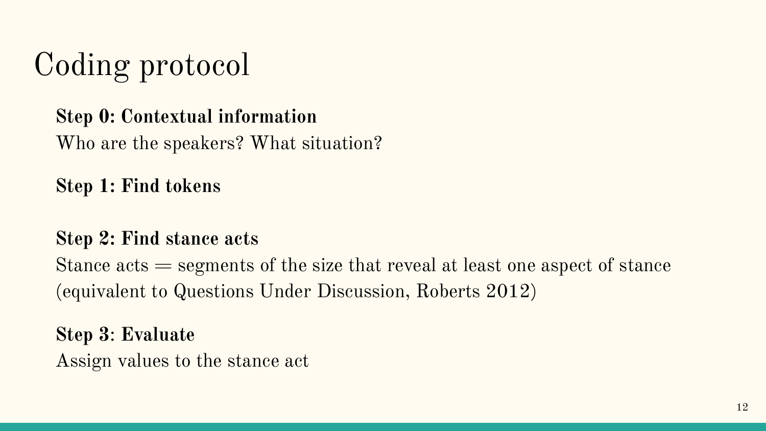# Coding protocol

**Step 0: Contextual information**

Who are the speakers? What situation?

**Step 1: Find tokens**

**Step 2: Find stance acts**

Stance acts = segments of the size that reveal at least one aspect of stance (equivalent to Questions Under Discussion, Roberts 2012)

**Step 3**: **Evaluate**

Assign values to the stance act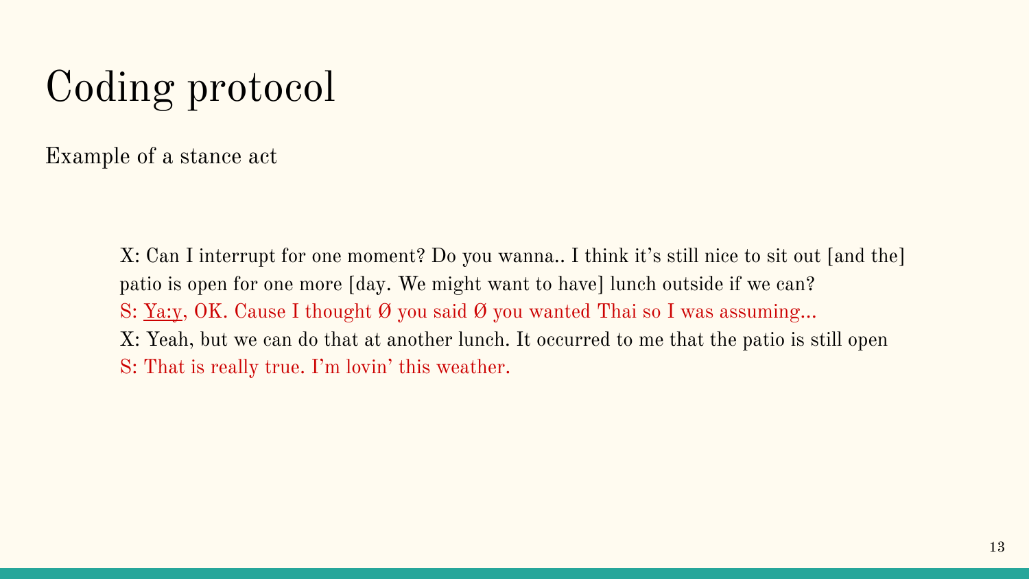# Coding protocol

Example of a stance act

> X: Can I interrupt for one moment? Do you wanna.. I think it's still nice to sit out [and the] patio is open for one more [day. We might want to have] lunch outside if we can?
> S: <u>Ya:y</u>, OK. Cause I thought Ø you said Ø you wanted Thai so I was assuming...
> X: Yeah, but we can do that at another lunch. It occurred to me that the patio is still open
> S: That is really true. I'm lovin' this weather.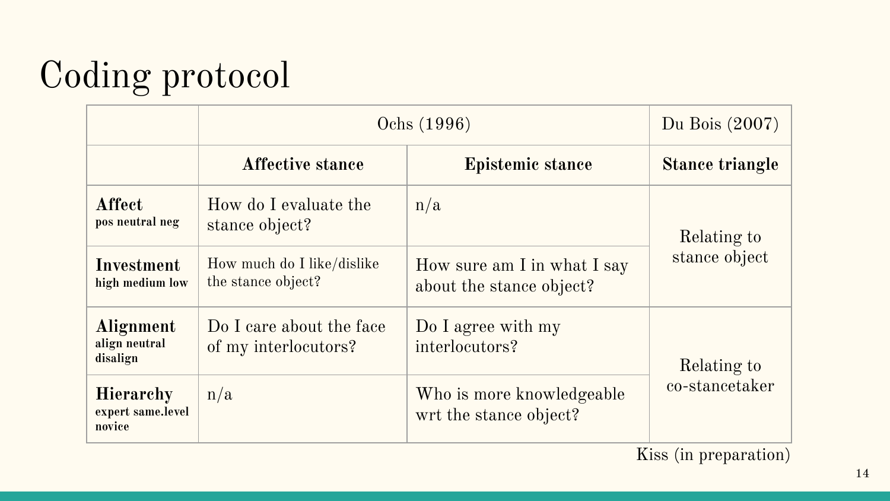# Coding protocol

| | Ochs (1996) | | Du Bois (2007) |
|---|---|---|---|
| | **Affective stance** | **Epistemic stance** | **Stance triangle** |
| **Affect** **pos neutral neg** | How do I evaluate the stance object? | n/a | Relating to stance object |
| **Investment** **high medium low** | How much do I like/dislike the stance object? | How sure am I in what I say about the stance object? | |
| **Alignment** **align neutral disalign** | Do I care about the face of my interlocutors? | Do I agree with my interlocutors? | Relating to co-stancetaker |
| **Hierarchy** **expert same.level novice** | n/a | Who is more knowledgeable wrt the stance object? | |

Kiss (in preparation)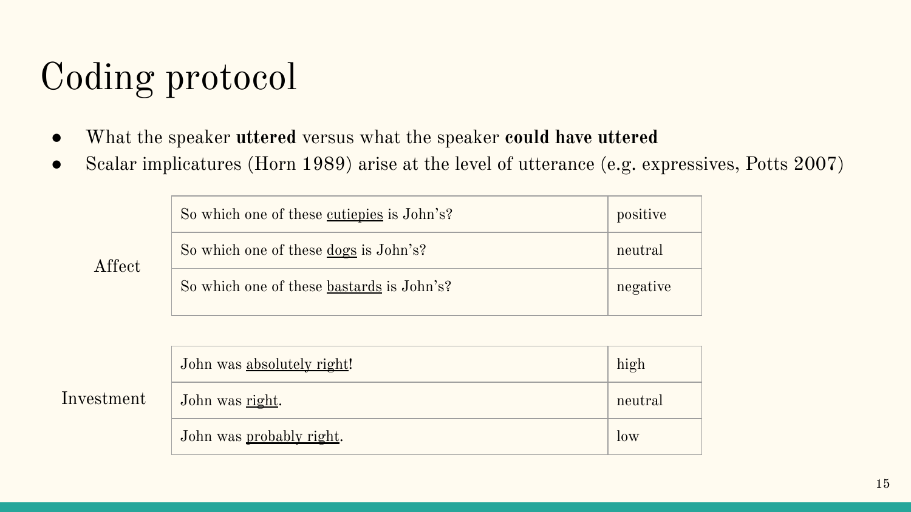# Coding protocol

- What the speaker **uttered** versus what the speaker **could have uttered**
- Scalar implicatures (Horn 1989) arise at the level of utterance (e.g. expressives, Potts 2007)

| | | |
|---|---|---|
| Affect | So which one of these <u>cutiepies</u> is John's? | positive |
| | So which one of these <u>dogs</u> is John's? | neutral |
| | So which one of these <u>bastards</u> is John's? | negative |

| | | |
|---|---|---|
| Investment | John was <u>absolutely right</u>! | high |
| | John was <u>right</u>. | neutral |
| | John was <u>probably right</u>. | low |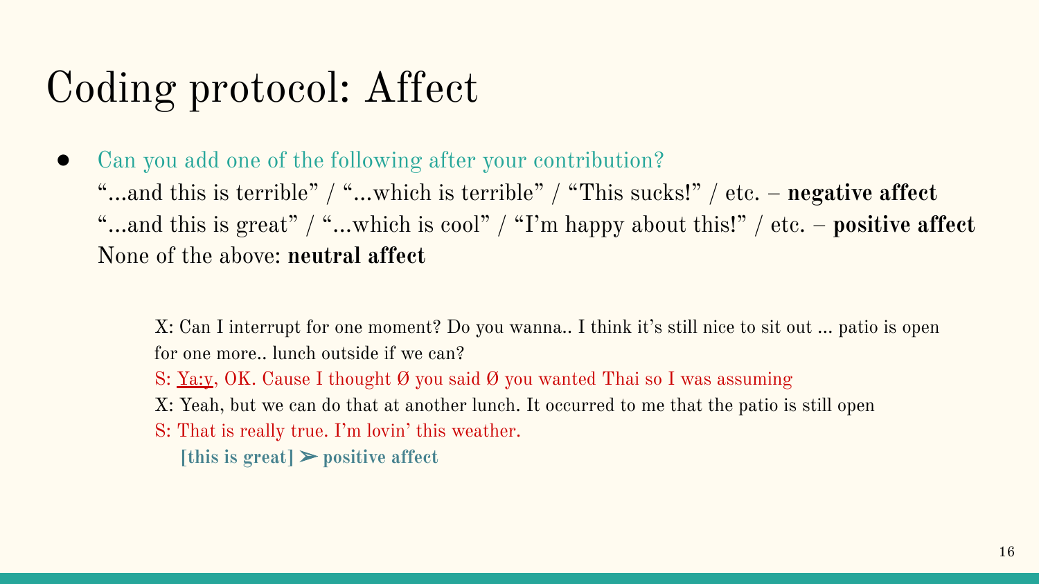# Coding protocol: Affect

- Can you add one of the following after your contribution?
  "...and this is terrible" / "...which is terrible" / "This sucks!" / etc. – **negative affect**
  "...and this is great" / "...which is cool" / "I'm happy about this!" / etc. – **positive affect**
  None of the above: **neutral affect**

X: Can I interrupt for one moment? Do you wanna.. I think it's still nice to sit out ... patio is open for one more.. lunch outside if we can?

S: <u>Ya:y</u>, OK. Cause I thought Ø you said Ø you wanted Thai so I was assuming

X: Yeah, but we can do that at another lunch. It occurred to me that the patio is still open

S: That is really true. I'm lovin' this weather.

**[this is great] ➢ positive affect**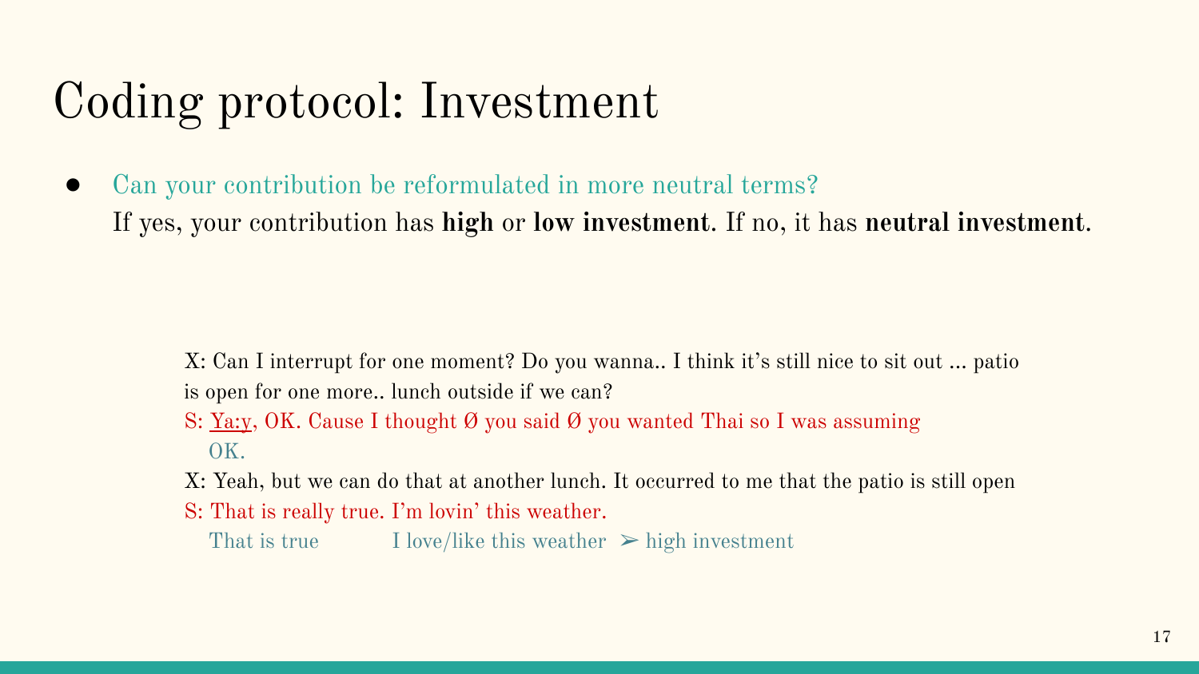# Coding protocol: Investment

- Can your contribution be reformulated in more neutral terms?
  If yes, your contribution has **high** or **low investment**. If no, it has **neutral investment**.

> X: Can I interrupt for one moment? Do you wanna.. I think it's still nice to sit out ... patio is open for one more.. lunch outside if we can?
>
> S: <u>Ya:y</u>, OK. Cause I thought Ø you said Ø you wanted Thai so I was assuming
>   OK.
>
> X: Yeah, but we can do that at another lunch. It occurred to me that the patio is still open
>
> S: That is really true. I'm lovin' this weather.
>   That is true  I love/like this weather ➢ high investment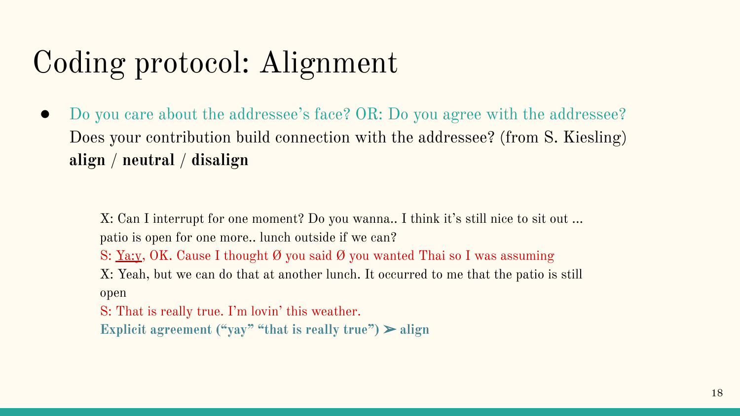# Coding protocol: Alignment

- Do you care about the addressee's face? OR: Do you agree with the addressee? Does your contribution build connection with the addressee? (from S. Kiesling)
  **align** / **neutral** / **disalign**

> X: Can I interrupt for one moment? Do you wanna.. I think it's still nice to sit out ... patio is open for one more.. lunch outside if we can?
>
> S: <u>Ya:y</u>, OK. Cause I thought Ø you said Ø you wanted Thai so I was assuming
>
> X: Yeah, but we can do that at another lunch. It occurred to me that the patio is still open
>
> S: That is really true. I'm lovin' this weather.
>
> **Explicit agreement ("yay" "that is really true") ➢ align**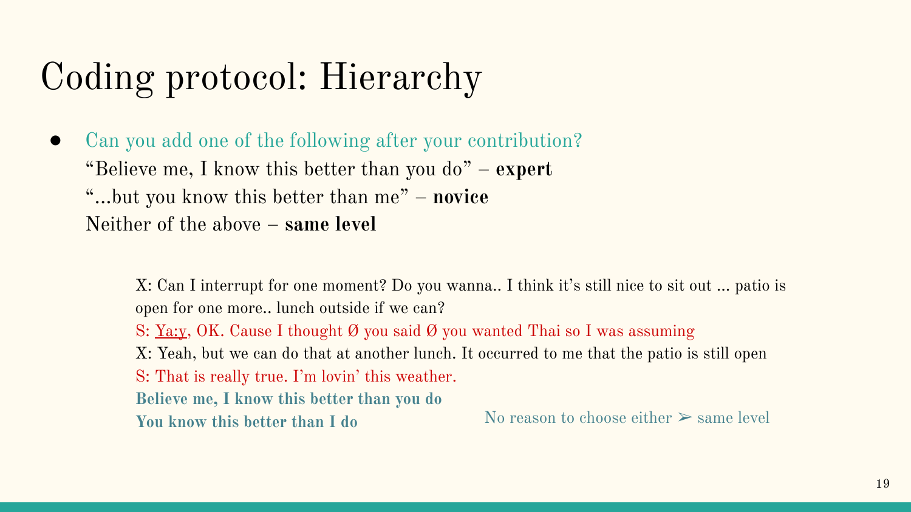# Coding protocol: Hierarchy

- Can you add one of the following after your contribution?
  "Believe me, I know this better than you do" – **expert**
  "...but you know this better than me" – **novice**
  Neither of the above – **same level**

X: Can I interrupt for one moment? Do you wanna.. I think it's still nice to sit out ... patio is open for one more.. lunch outside if we can?

S: <u>Ya:y</u>, OK. Cause I thought Ø you said Ø you wanted Thai so I was assuming

X: Yeah, but we can do that at another lunch. It occurred to me that the patio is still open

S: That is really true. I'm lovin' this weather.

**Believe me, I know this better than you do**

**You know this better than I do**

No reason to choose either ➢ same level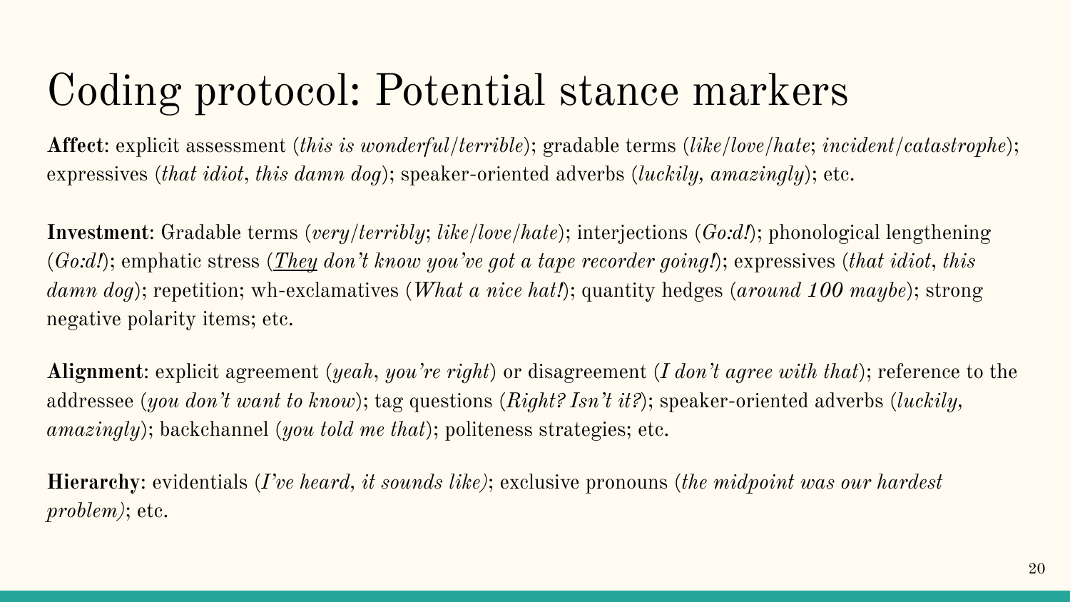# Coding protocol: Potential stance markers

**Affect**: explicit assessment (*this is wonderful/terrible*); gradable terms (*like/love/hate*; *incident/catastrophe*); expressives (*that idiot*, *this damn dog*); speaker-oriented adverbs (*luckily, amazingly*); etc.

**Investment**: Gradable terms (*very/terribly*; *like/love/hate*); interjections (*Go:d!*); phonological lengthening (*Go:d!*); emphatic stress (*<u>They</u> don't know you've got a tape recorder going!*); expressives (*that idiot*, *this damn dog*); repetition; wh-exclamatives (*What a nice hat!*); quantity hedges (*around 100 maybe*); strong negative polarity items; etc.

**Alignment**: explicit agreement (*yeah*, *you're right*) or disagreement (*I don't agree with that*); reference to the addressee (*you don't want to know*); tag questions (*Right? Isn't it?*); speaker-oriented adverbs (*luckily, amazingly*); backchannel (*you told me that*); politeness strategies; etc.

**Hierarchy**: evidentials (*I've heard*, *it sounds like)*; exclusive pronouns (*the midpoint was our hardest problem)*; etc.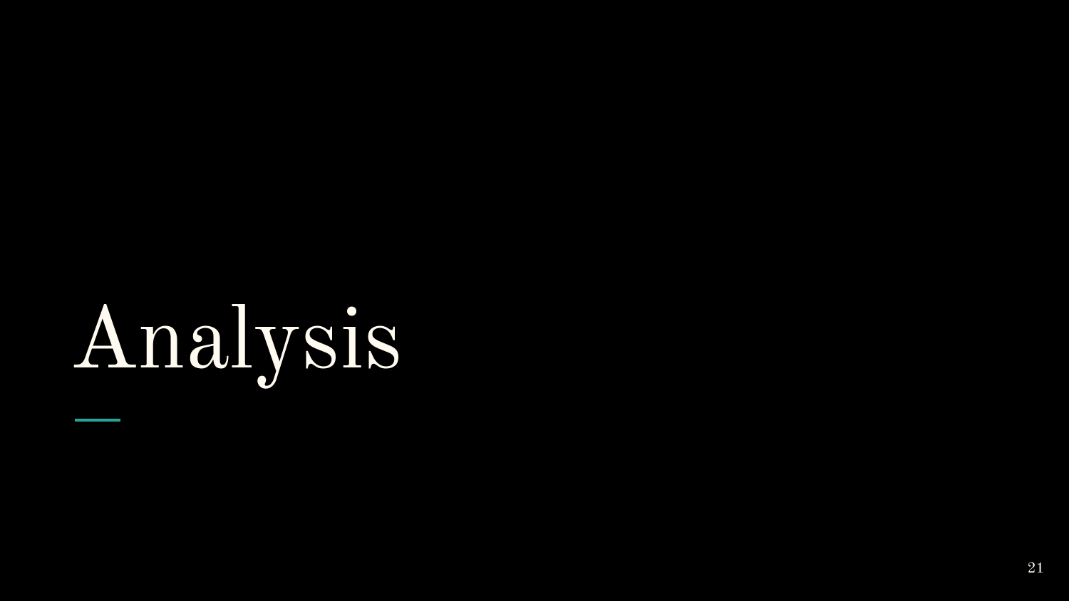# Analysis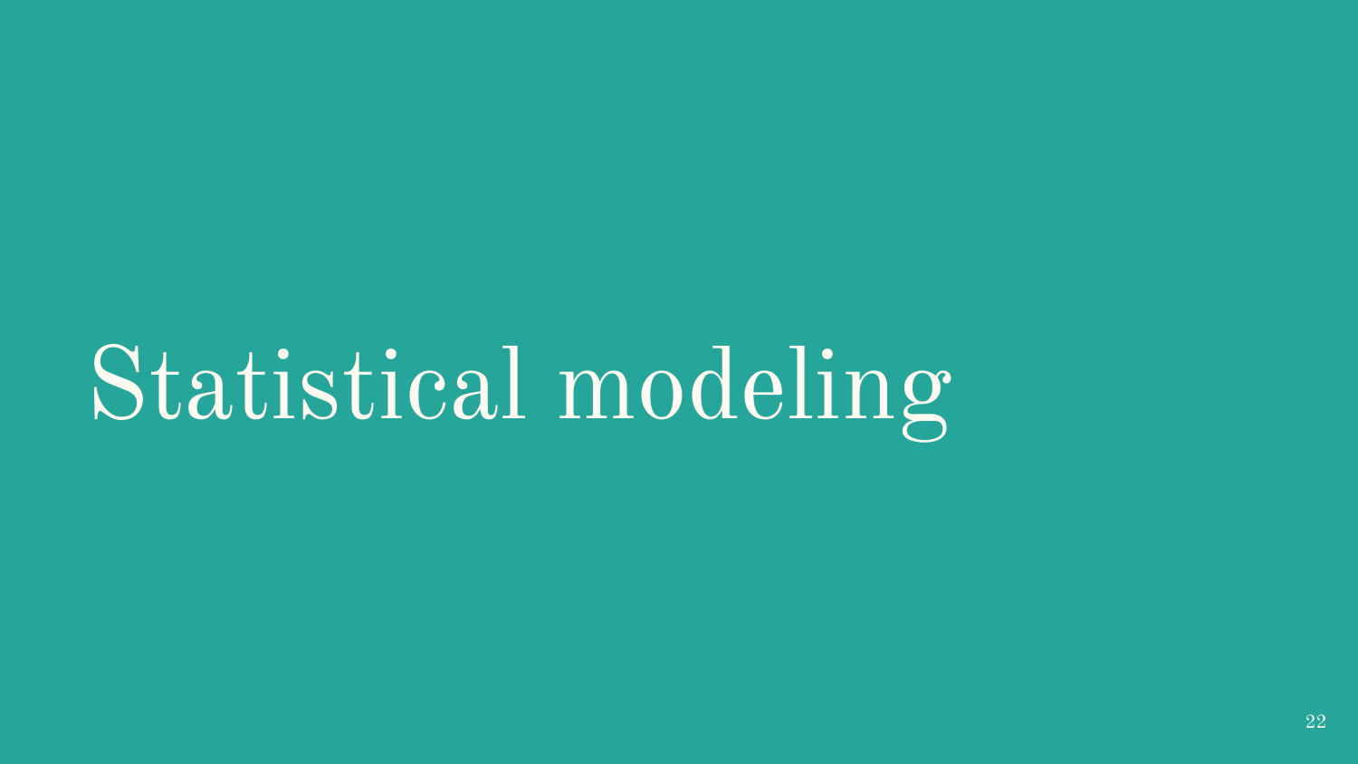# Statistical modeling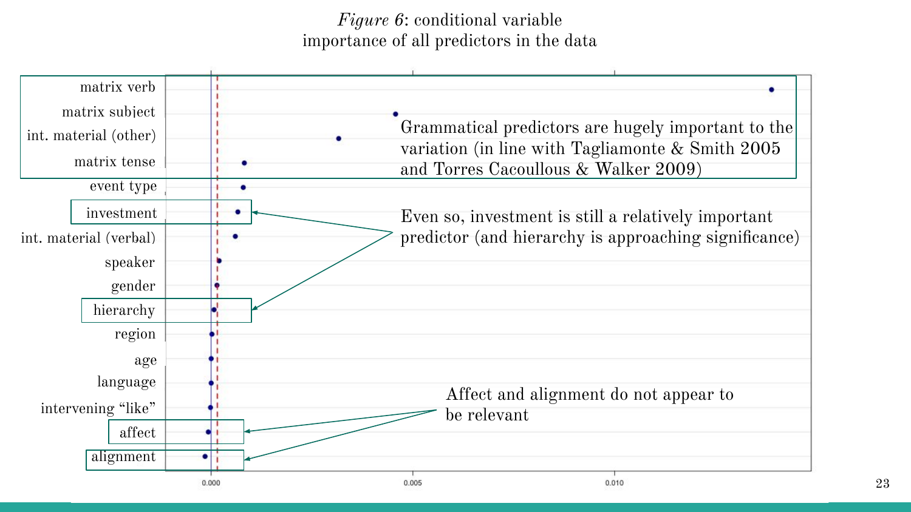*Figure 6*: conditional variable importance of all predictors in the data

matrix verb

matrix subject

int. material (other)

matrix tense

event type

investment

int. material (verbal)

speaker

gender

hierarchy

region

age

language

intervening "like"

affect

alignment

0.000 0.005 0.010

Grammatical predictors are hugely important to the variation (in line with Tagliamonte & Smith 2005 and Torres Cacoullous & Walker 2009)

Even so, investment is still a relatively important predictor (and hierarchy is approaching significance)

Affect and alignment do not appear to be relevant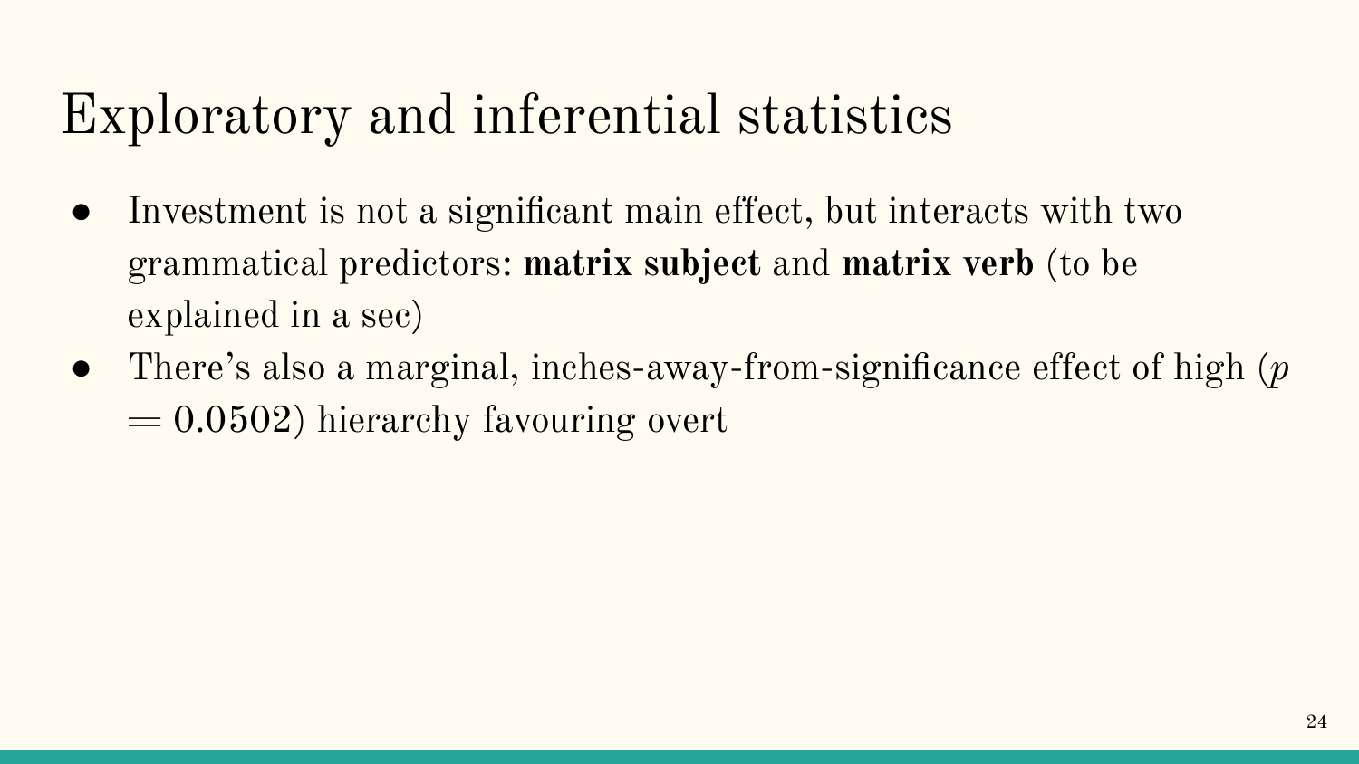# Exploratory and inferential statistics

- Investment is not a significant main effect, but interacts with two grammatical predictors: **matrix subject** and **matrix verb** (to be explained in a sec)
- There's also a marginal, inches-away-from-significance effect of high ($p = 0.0502$) hierarchy favouring overt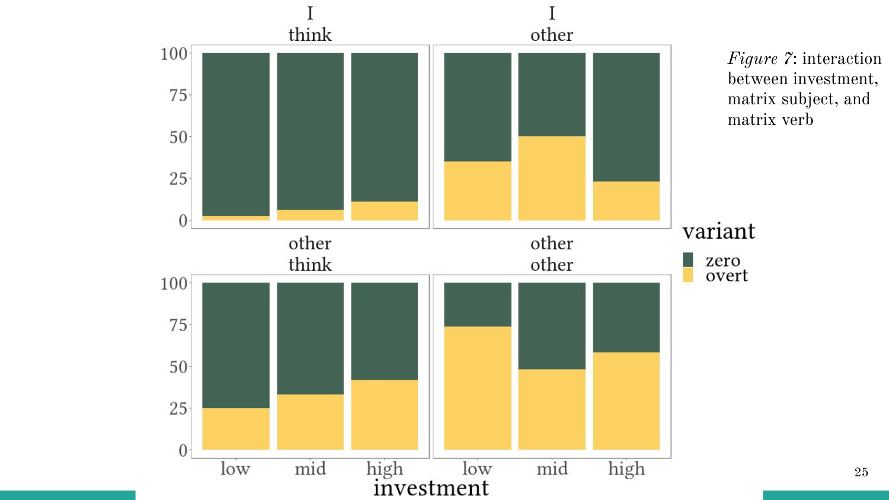*Figure 7*: interaction between investment, matrix subject, and matrix verb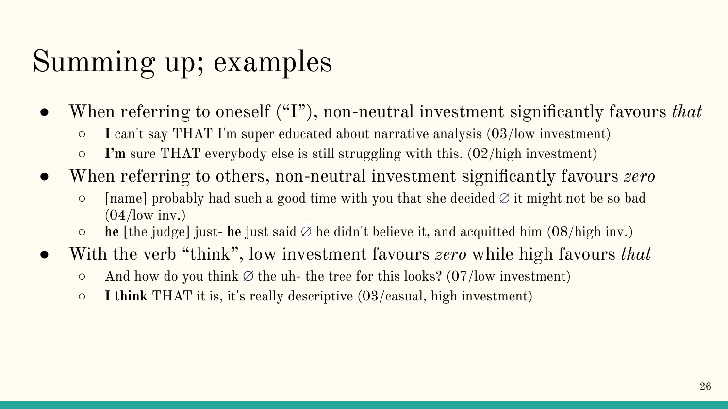# Summing up; examples

- When referring to oneself (“I”), non-neutral investment significantly favours *that*
  - **I** can't say THAT I'm super educated about narrative analysis (03/low investment)
  - **I’m** sure THAT everybody else is still struggling with this. (02/high investment)
- When referring to others, non-neutral investment significantly favours *zero*
  - [name] probably had such a good time with you that she decided ∅ it might not be so bad (04/low inv.)
  - **he** [the judge] just- **he** just said ∅ he didn't believe it, and acquitted him (08/high inv.)
- With the verb “think”, low investment favours *zero* while high favours *that*
  - And how do you think ∅ the uh- the tree for this looks? (07/low investment)
  - **I think** THAT it is, it's really descriptive (03/casual, high investment)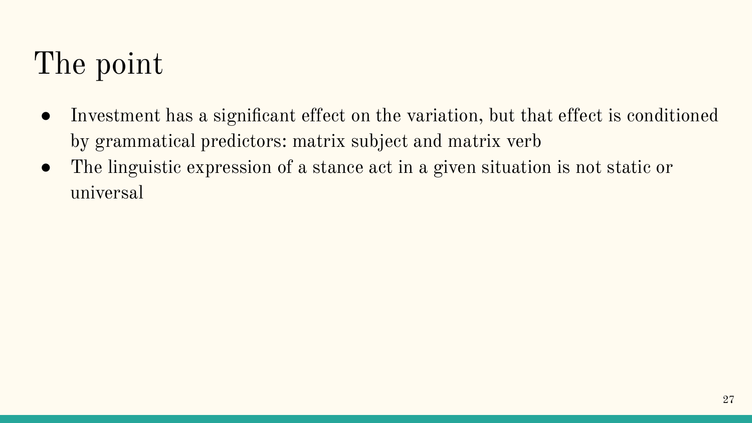# The point

- Investment has a significant effect on the variation, but that effect is conditioned by grammatical predictors: matrix subject and matrix verb
- The linguistic expression of a stance act in a given situation is not static or universal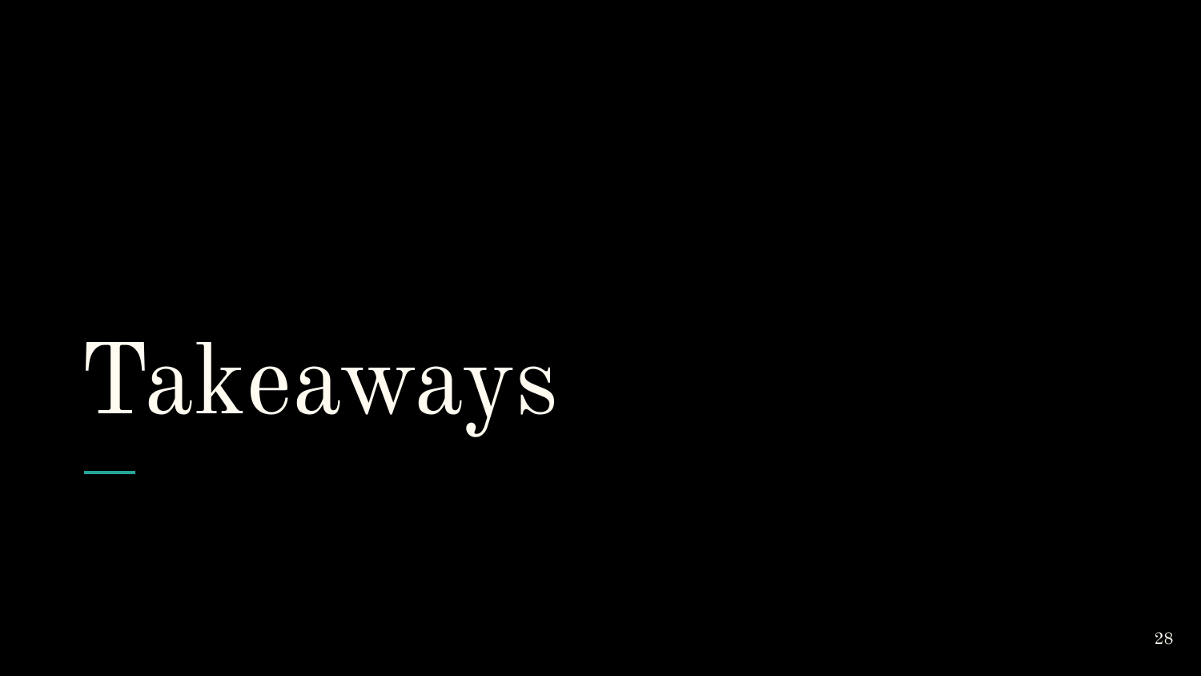# Takeaways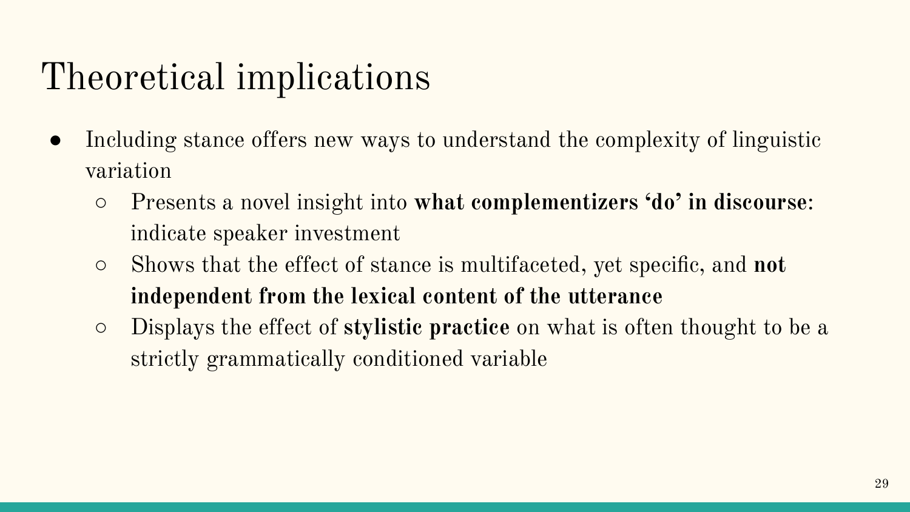# Theoretical implications

- Including stance offers new ways to understand the complexity of linguistic variation
  - Presents a novel insight into **what complementizers 'do' in discourse**: indicate speaker investment
  - Shows that the effect of stance is multifaceted, yet specific, and **not independent from the lexical content of the utterance**
  - Displays the effect of **stylistic practice** on what is often thought to be a strictly grammatically conditioned variable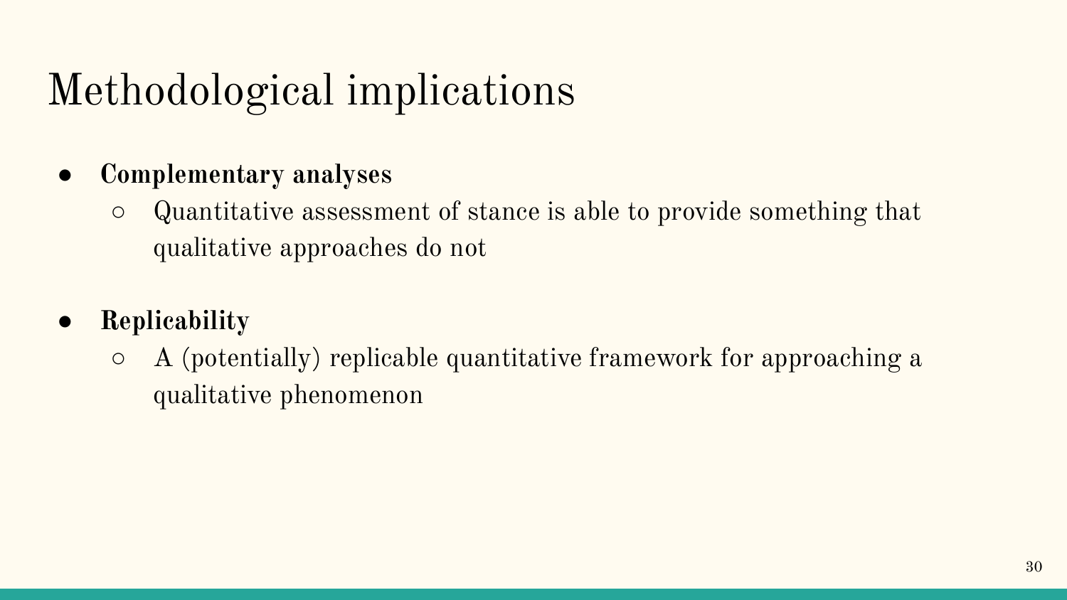# Methodological implications

- **Complementary analyses**
  - Quantitative assessment of stance is able to provide something that qualitative approaches do not
- **Replicability**
  - A (potentially) replicable quantitative framework for approaching a qualitative phenomenon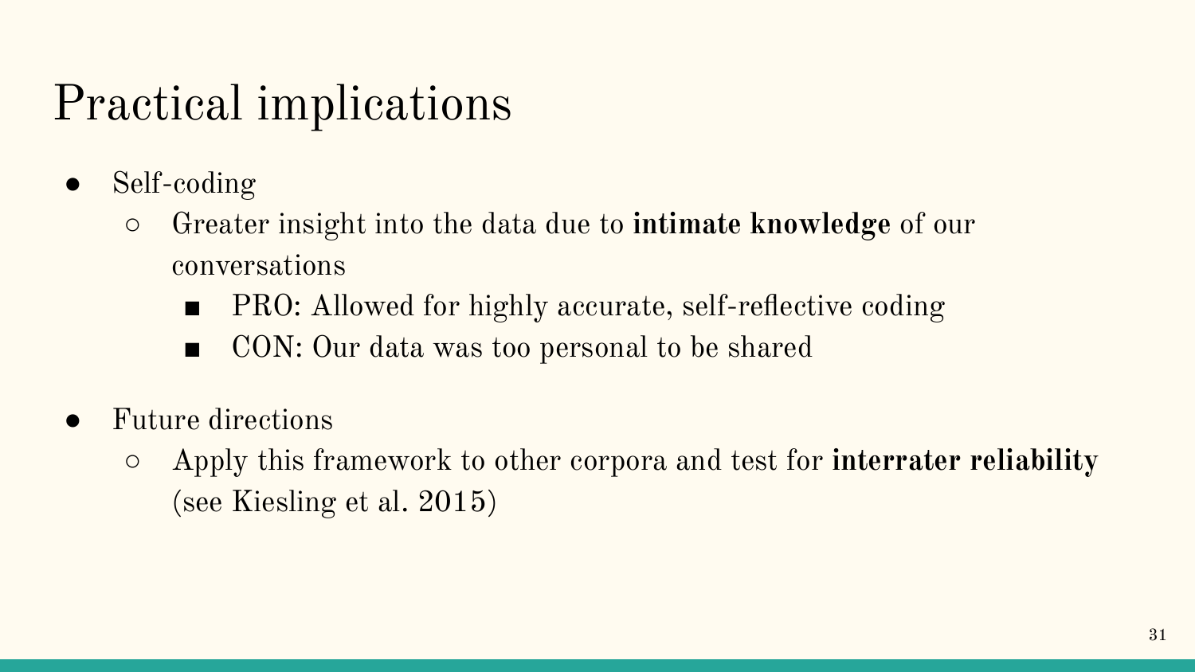# Practical implications

- Self-coding
  - Greater insight into the data due to **intimate knowledge** of our conversations
    - PRO: Allowed for highly accurate, self-reflective coding
    - CON: Our data was too personal to be shared

- Future directions
  - Apply this framework to other corpora and test for **interrater reliability** (see Kiesling et al. 2015)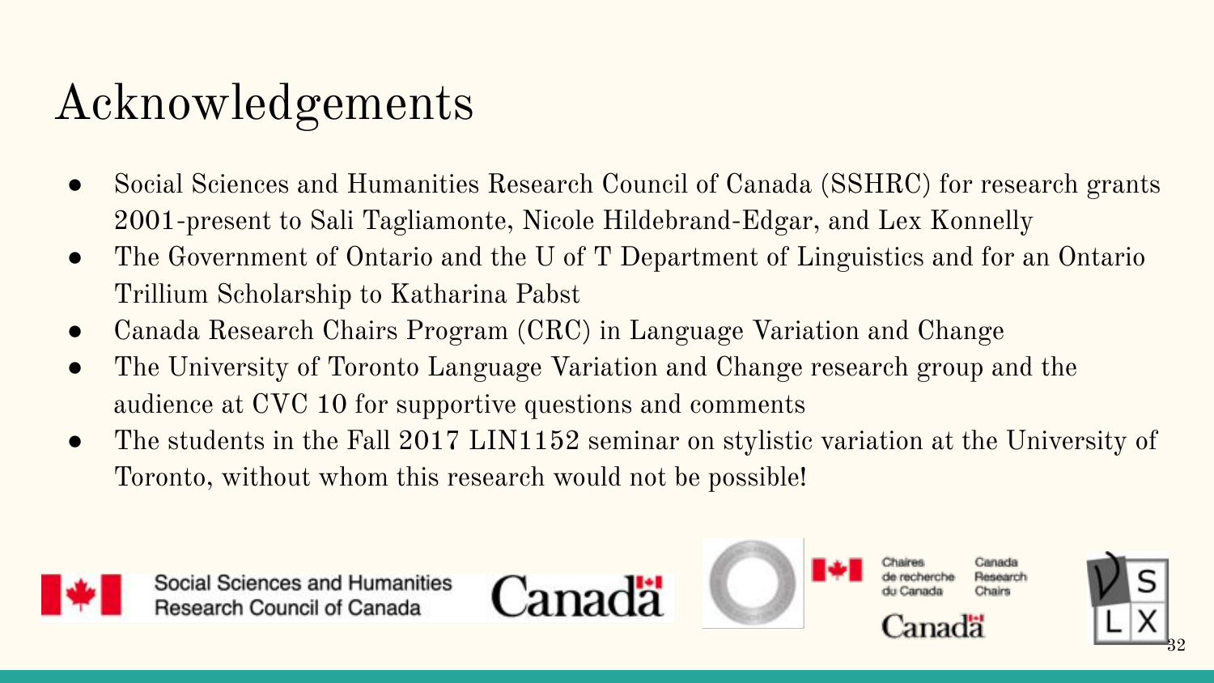# Acknowledgements

- Social Sciences and Humanities Research Council of Canada (SSHRC) for research grants 2001-present to Sali Tagliamonte, Nicole Hildebrand-Edgar, and Lex Konnelly
- The Government of Ontario and the U of T Department of Linguistics and for an Ontario Trillium Scholarship to Katharina Pabst
- Canada Research Chairs Program (CRC) in Language Variation and Change
- The University of Toronto Language Variation and Change research group and the audience at CVC 10 for supportive questions and comments
- The students in the Fall 2017 LIN1152 seminar on stylistic variation at the University of Toronto, without whom this research would not be possible!

Social Sciences and Humanities Research Council of Canada

Canadä

Chaires de recherche du Canada — Canada Research Chairs

Canadä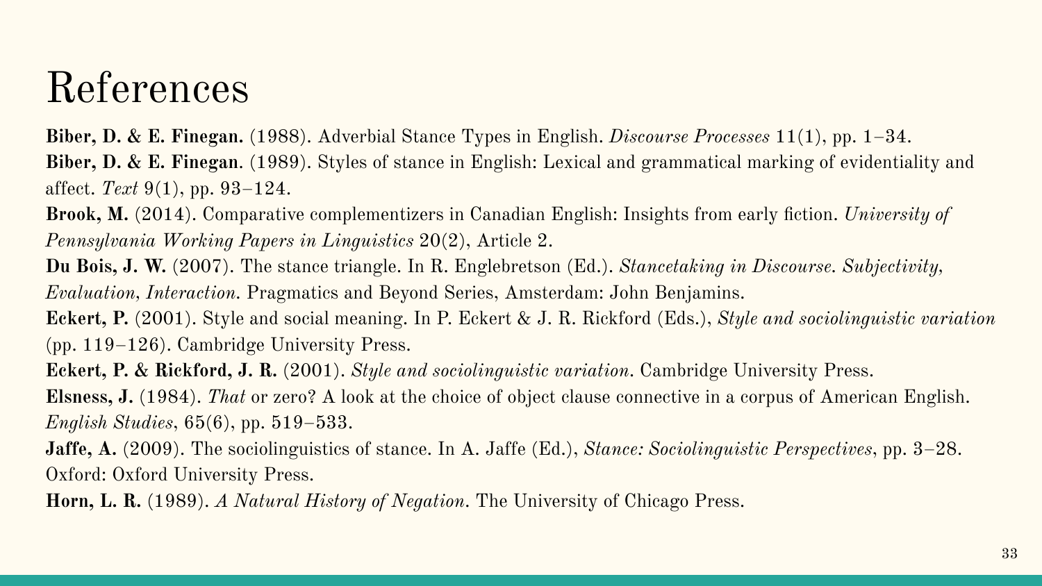# References

**Biber, D. & E. Finegan.** (1988). Adverbial Stance Types in English. *Discourse Processes* 11(1), pp. 1–34.

**Biber, D. & E. Finegan**. (1989). Styles of stance in English: Lexical and grammatical marking of evidentiality and affect. *Text* 9(1), pp. 93–124.

**Brook, M.** (2014). Comparative complementizers in Canadian English: Insights from early fiction. *University of Pennsylvania Working Papers in Linguistics* 20(2), Article 2.

**Du Bois, J. W.** (2007). The stance triangle. In R. Englebretson (Ed.). *Stancetaking in Discourse. Subjectivity, Evaluation, Interaction.* Pragmatics and Beyond Series, Amsterdam: John Benjamins.

**Eckert, P.** (2001). Style and social meaning. In P. Eckert & J. R. Rickford (Eds.), *Style and sociolinguistic variation* (pp. 119–126). Cambridge University Press.

**Eckert, P. & Rickford, J. R.** (2001). *Style and sociolinguistic variation*. Cambridge University Press.

**Elsness, J.** (1984). *That* or zero? A look at the choice of object clause connective in a corpus of American English. *English Studies*, 65(6), pp. 519–533.

**Jaffe, A.** (2009). The sociolinguistics of stance. In A. Jaffe (Ed.), *Stance: Sociolinguistic Perspectives*, pp. 3–28. Oxford: Oxford University Press.

**Horn, L. R.** (1989). *A Natural History of Negation*. The University of Chicago Press.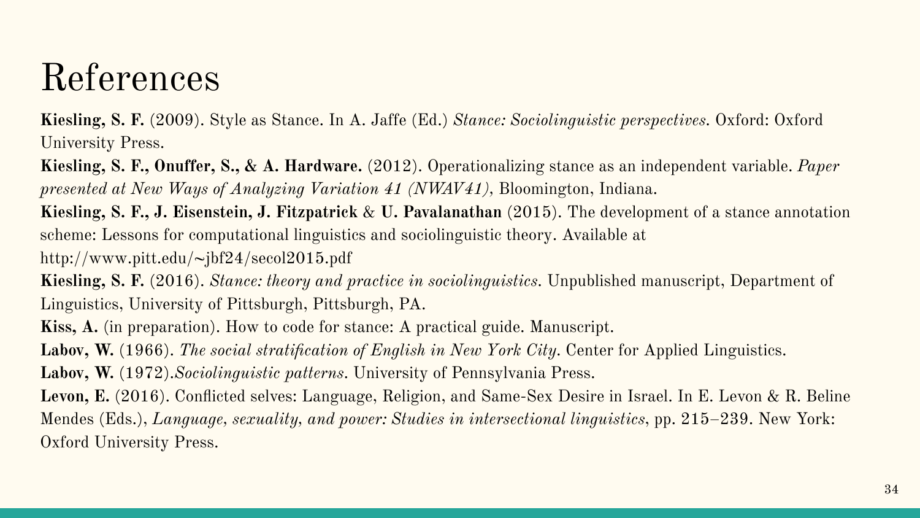# References

**Kiesling, S. F.** (2009). Style as Stance. In A. Jaffe (Ed.) *Stance: Sociolinguistic perspectives.* Oxford: Oxford University Press.

**Kiesling, S. F., Onuffer, S., & A. Hardware.** (2012). Operationalizing stance as an independent variable. *Paper presented at New Ways of Analyzing Variation 41 (NWAV41)*, Bloomington, Indiana.

**Kiesling, S. F., J. Eisenstein, J. Fitzpatrick** & **U. Pavalanathan** (2015). The development of a stance annotation scheme: Lessons for computational linguistics and sociolinguistic theory. Available at http://www.pitt.edu/~jbf24/secol2015.pdf

**Kiesling, S. F.** (2016). *Stance: theory and practice in sociolinguistics.* Unpublished manuscript, Department of Linguistics, University of Pittsburgh, Pittsburgh, PA.

**Kiss, A.** (in preparation). How to code for stance: A practical guide. Manuscript.

**Labov, W.** (1966). *The social stratification of English in New York City.* Center for Applied Linguistics.

**Labov, W.** (1972).*Sociolinguistic patterns.* University of Pennsylvania Press.

**Levon, E.** (2016). Conflicted selves: Language, Religion, and Same-Sex Desire in Israel. In E. Levon & R. Beline Mendes (Eds.), *Language, sexuality, and power: Studies in intersectional linguistics*, pp. 215–239. New York: Oxford University Press.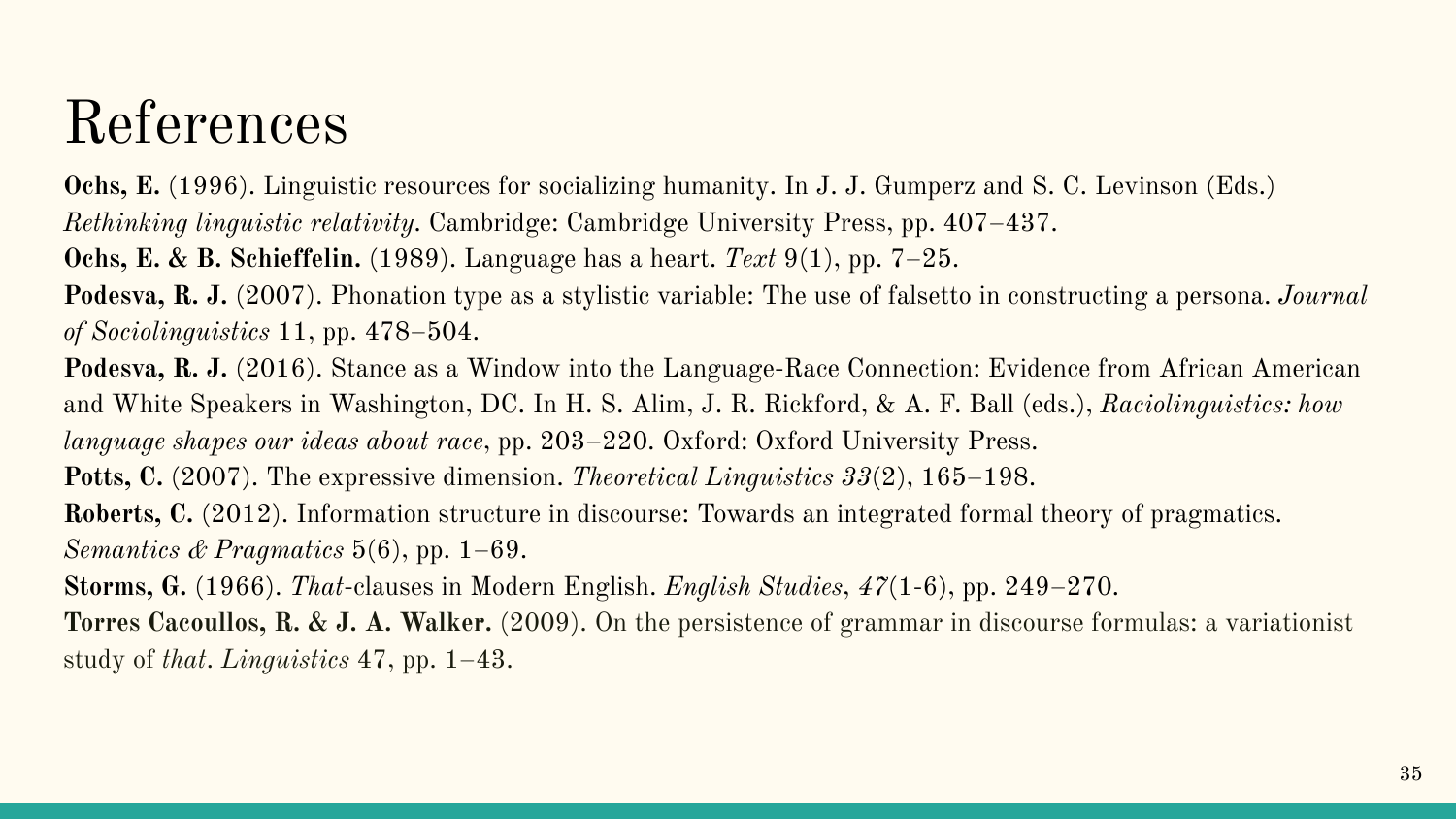# References

**Ochs, E.** (1996). Linguistic resources for socializing humanity. In J. J. Gumperz and S. C. Levinson (Eds.) *Rethinking linguistic relativity*. Cambridge: Cambridge University Press, pp. 407–437.

**Ochs, E. & B. Schieffelin.** (1989). Language has a heart. *Text* 9(1), pp. 7–25.

**Podesva, R. J.** (2007). Phonation type as a stylistic variable: The use of falsetto in constructing a persona. *Journal of Sociolinguistics* 11, pp. 478–504.

**Podesva, R. J.** (2016). Stance as a Window into the Language-Race Connection: Evidence from African American and White Speakers in Washington, DC. In H. S. Alim, J. R. Rickford, & A. F. Ball (eds.), *Raciolinguistics: how language shapes our ideas about race*, pp. 203–220. Oxford: Oxford University Press.

**Potts, C.** (2007). The expressive dimension. *Theoretical Linguistics 33*(2), 165–198.

**Roberts, C.** (2012). Information structure in discourse: Towards an integrated formal theory of pragmatics. *Semantics & Pragmatics* 5(6), pp. 1–69.

**Storms, G.** (1966). *That*-clauses in Modern English. *English Studies*, *47*(1-6), pp. 249–270.

**Torres Cacoullos, R. & J. A. Walker.** (2009). On the persistence of grammar in discourse formulas: a variationist study of *that*. *Linguistics* 47, pp. 1–43.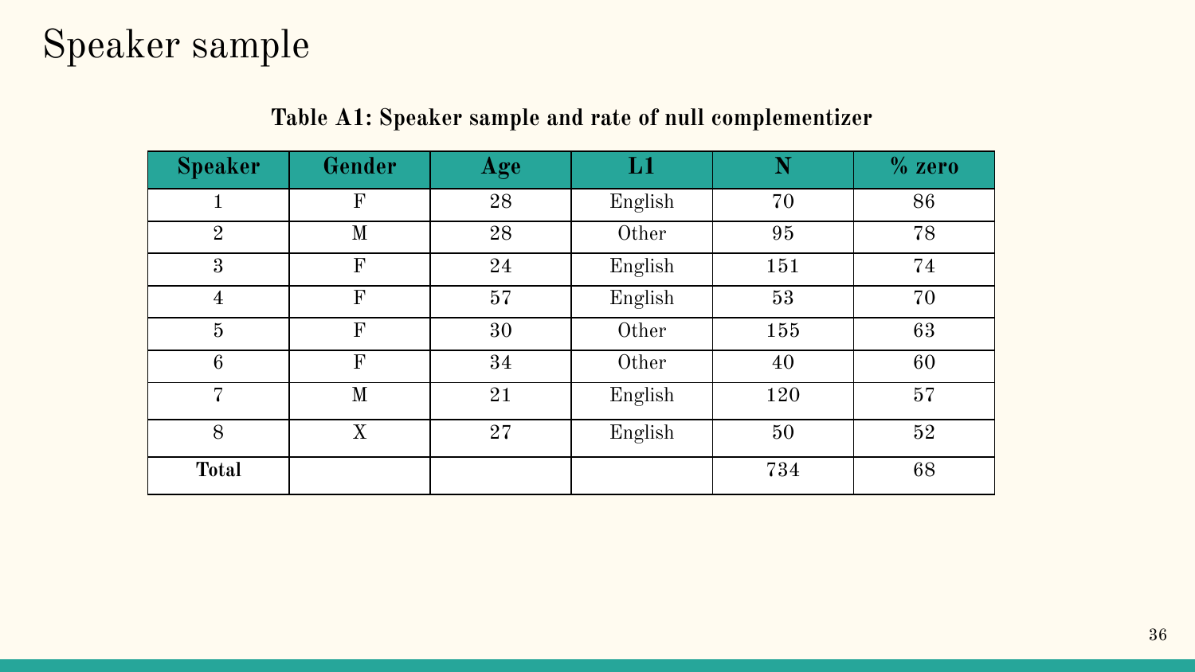# Speaker sample

**Table A1: Speaker sample and rate of null complementizer**

| Speaker | Gender | Age | L1 | N | % zero |
|---|---|---|---|---|---|
| 1 | F | 28 | English | 70 | 86 |
| 2 | M | 28 | Other | 95 | 78 |
| 3 | F | 24 | English | 151 | 74 |
| 4 | F | 57 | English | 53 | 70 |
| 5 | F | 30 | Other | 155 | 63 |
| 6 | F | 34 | Other | 40 | 60 |
| 7 | M | 21 | English | 120 | 57 |
| 8 | X | 27 | English | 50 | 52 |
| **Total** | | | | 734 | 68 |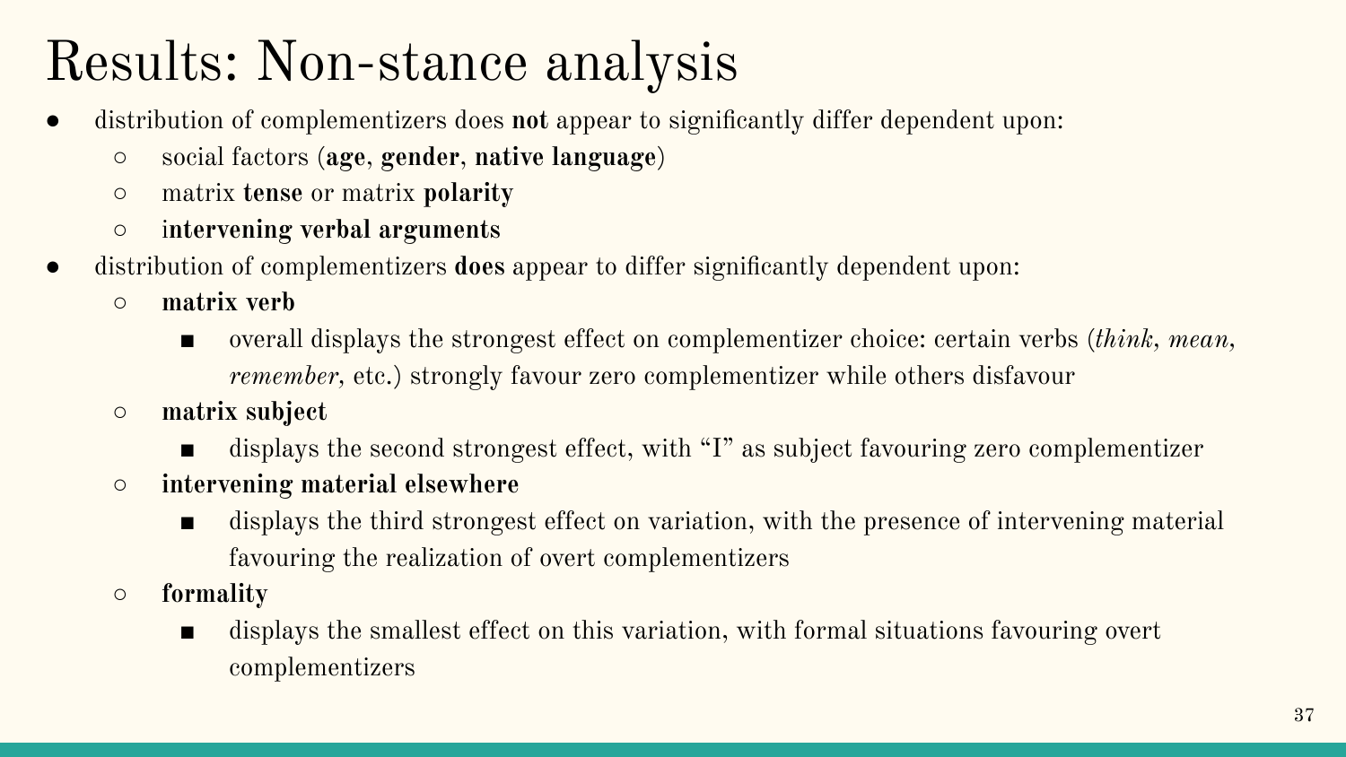# Results: Non-stance analysis

- distribution of complementizers does **not** appear to significantly differ dependent upon:
  - social factors (**age**, **gender**, **native language**)
  - matrix **tense** or matrix **polarity**
  - i**ntervening verbal arguments**
- distribution of complementizers **does** appear to differ significantly dependent upon:
  - **matrix verb**
    - overall displays the strongest effect on complementizer choice: certain verbs (*think*, *mean*, *remember*, etc.) strongly favour zero complementizer while others disfavour
  - **matrix subject**
    - displays the second strongest effect, with "I" as subject favouring zero complementizer
  - **intervening material elsewhere**
    - displays the third strongest effect on variation, with the presence of intervening material favouring the realization of overt complementizers
  - **formality**
    - displays the smallest effect on this variation, with formal situations favouring overt complementizers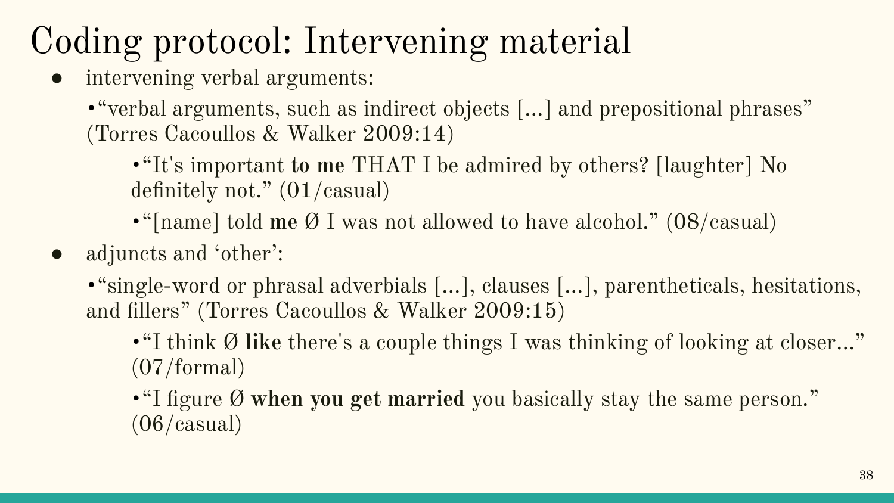# Coding protocol: Intervening material

- intervening verbal arguments:
  - "verbal arguments, such as indirect objects [...] and prepositional phrases" (Torres Cacoullos & Walker 2009:14)
    - "It's important **to me** THAT I be admired by others? [laughter] No definitely not." (01/casual)
    - "[name] told **me** Ø I was not allowed to have alcohol." (08/casual)
- adjuncts and 'other':
  - "single-word or phrasal adverbials [...], clauses [...], parentheticals, hesitations, and fillers" (Torres Cacoullos & Walker 2009:15)
    - "I think Ø **like** there's a couple things I was thinking of looking at closer..." (07/formal)
    - "I figure Ø **when you get married** you basically stay the same person." (06/casual)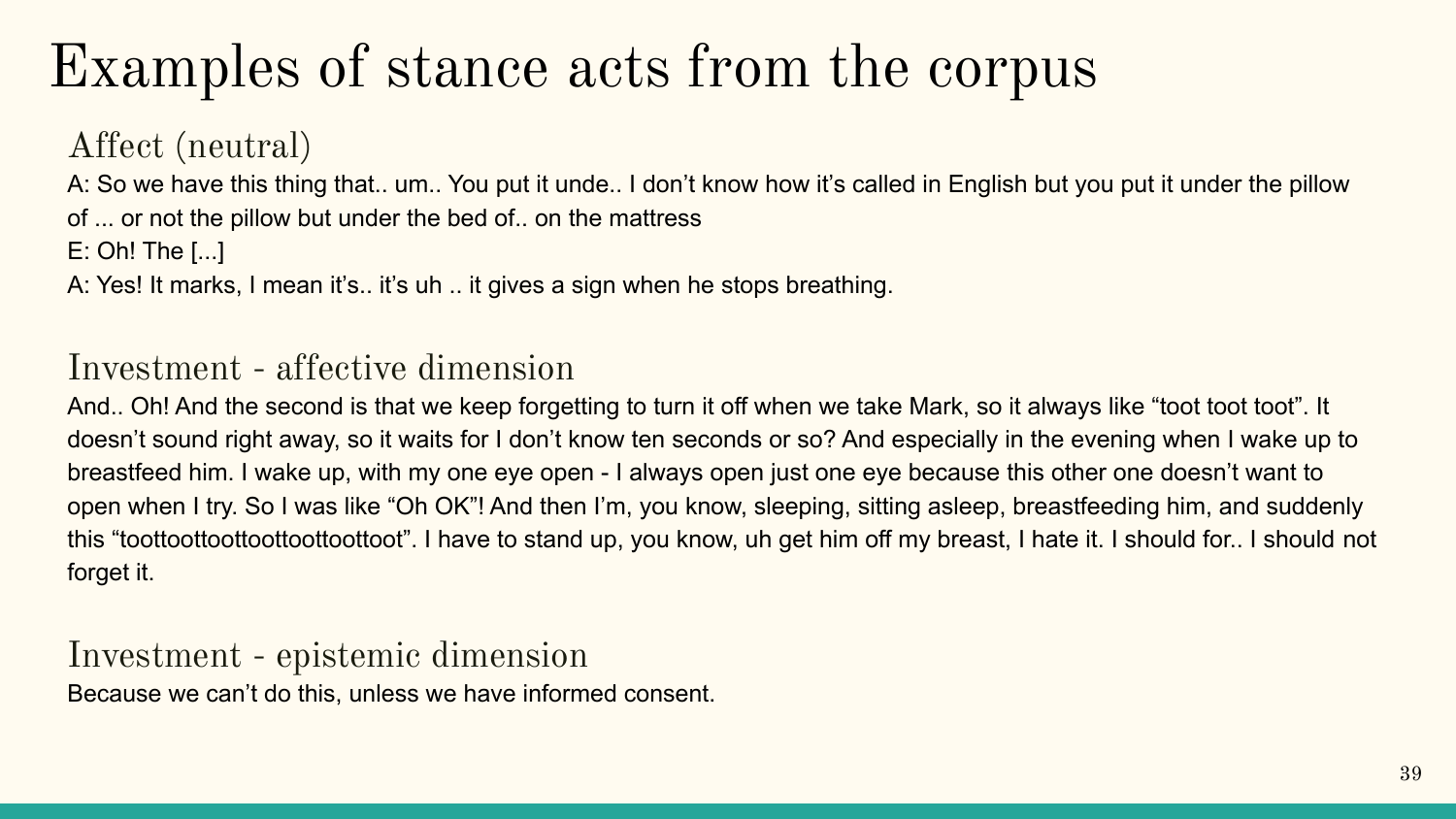# Examples of stance acts from the corpus

## Affect (neutral)

A: So we have this thing that.. um.. You put it unde.. I don't know how it's called in English but you put it under the pillow of ... or not the pillow but under the bed of.. on the mattress

E: Oh! The [...]

A: Yes! It marks, I mean it's.. it's uh .. it gives a sign when he stops breathing.

## Investment - affective dimension

And.. Oh! And the second is that we keep forgetting to turn it off when we take Mark, so it always like "toot toot toot". It doesn't sound right away, so it waits for I don't know ten seconds or so? And especially in the evening when I wake up to breastfeed him. I wake up, with my one eye open - I always open just one eye because this other one doesn't want to open when I try. So I was like "Oh OK"! And then I'm, you know, sleeping, sitting asleep, breastfeeding him, and suddenly this "toottoottoottoottoottoottoot". I have to stand up, you know, uh get him off my breast, I hate it. I should for.. I should not forget it.

## Investment - epistemic dimension

Because we can't do this, unless we have informed consent.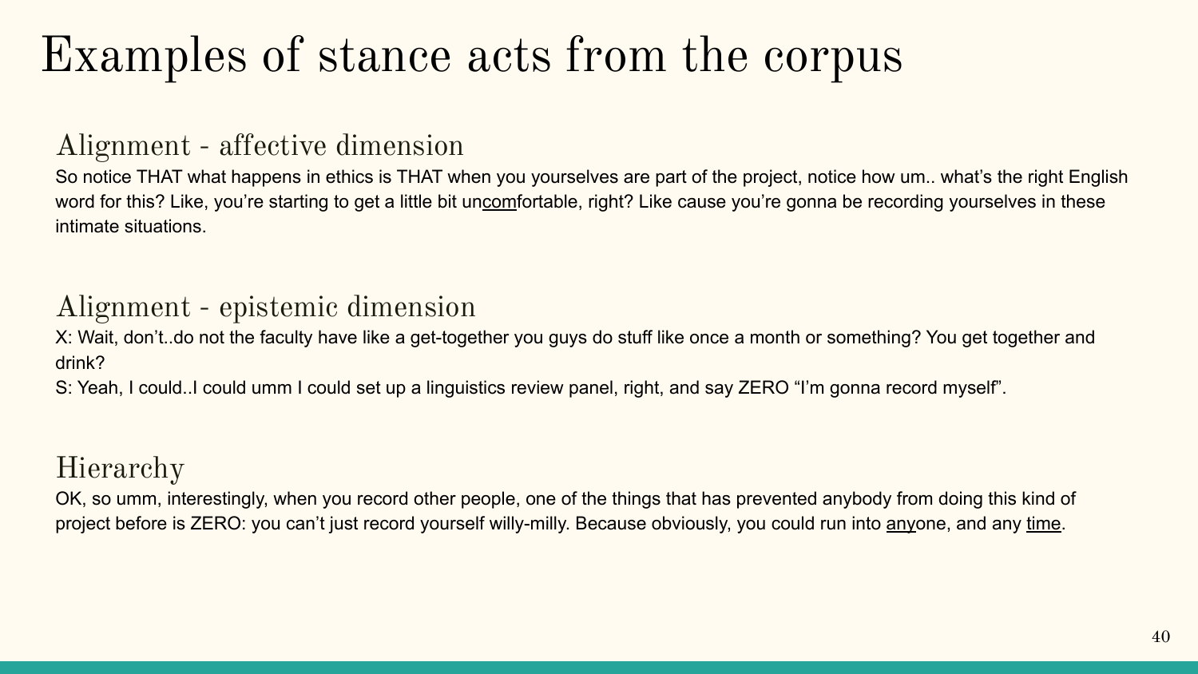# Examples of stance acts from the corpus

## Alignment - affective dimension

So notice THAT what happens in ethics is THAT when you yourselves are part of the project, notice how um.. what's the right English word for this? Like, you're starting to get a little bit un<u>com</u>fortable, right? Like cause you're gonna be recording yourselves in these intimate situations.

## Alignment - epistemic dimension

X: Wait, don't..do not the faculty have like a get-together you guys do stuff like once a month or something? You get together and drink?

S: Yeah, I could..I could umm I could set up a linguistics review panel, right, and say ZERO "I'm gonna record myself".

## Hierarchy

OK, so umm, interestingly, when you record other people, one of the things that has prevented anybody from doing this kind of project before is ZERO: you can't just record yourself willy-milly. Because obviously, you could run into <u>any</u>one, and any <u>time</u>.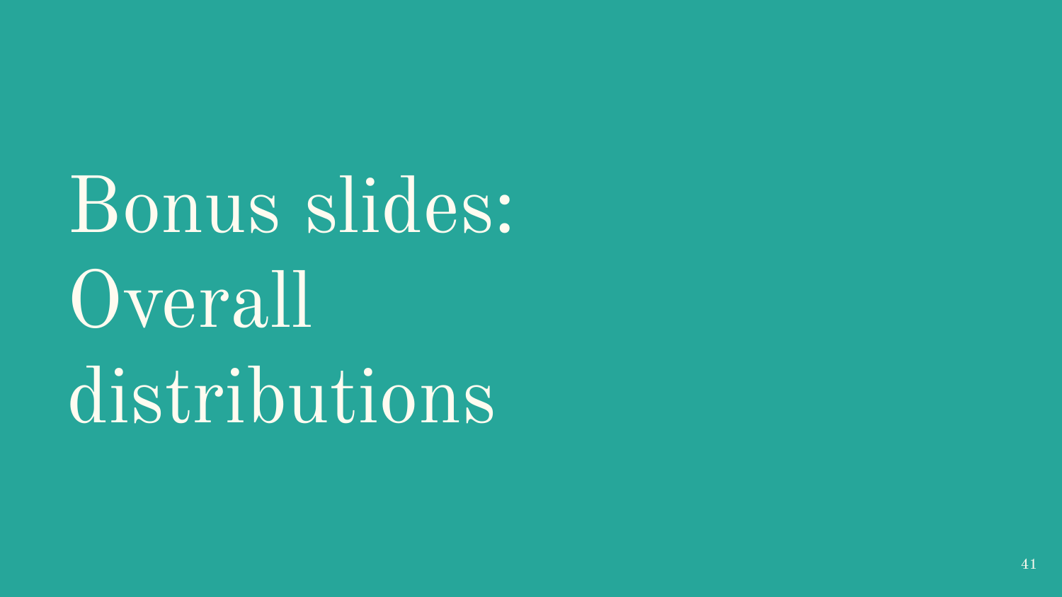# Bonus slides: Overall distributions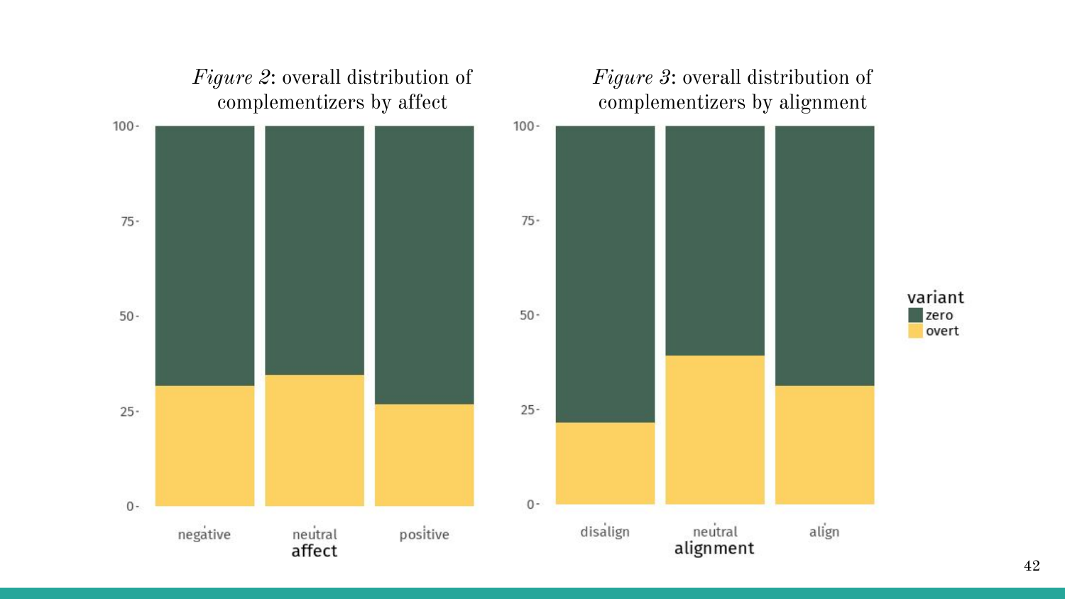*Figure 2*: overall distribution of complementizers by affect

*Figure 3*: overall distribution of complementizers by alignment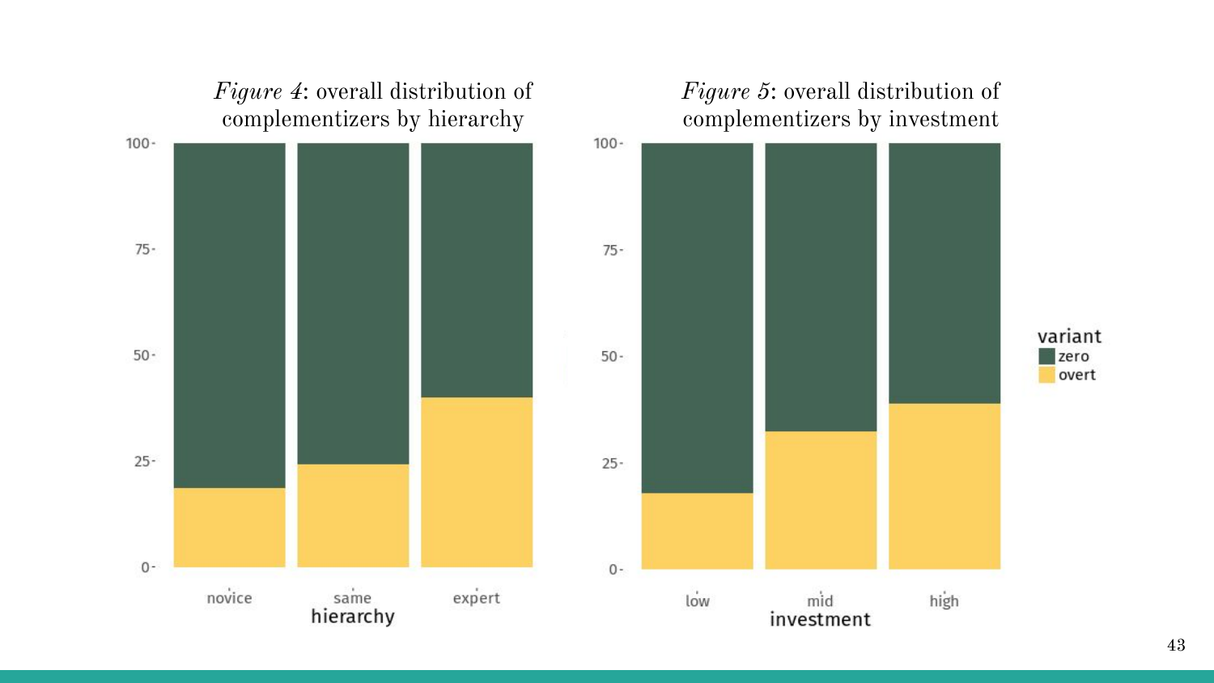*Figure 4*: overall distribution of complementizers by hierarchy

100
75
50
25
0

novice
same
expert

hierarchy

*Figure 5*: overall distribution of complementizers by investment

100
75
50
25
0

low
mid
high

investment

variant
zero
overt